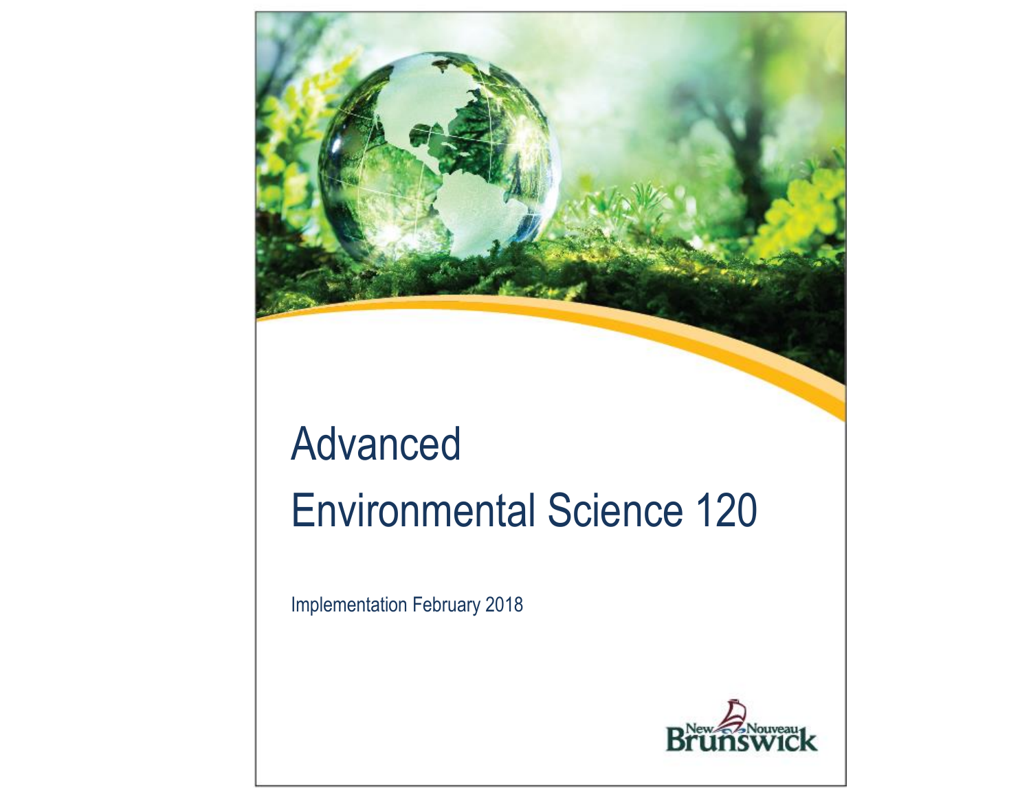# Advanced Environmental Science 120

Implementation February 2018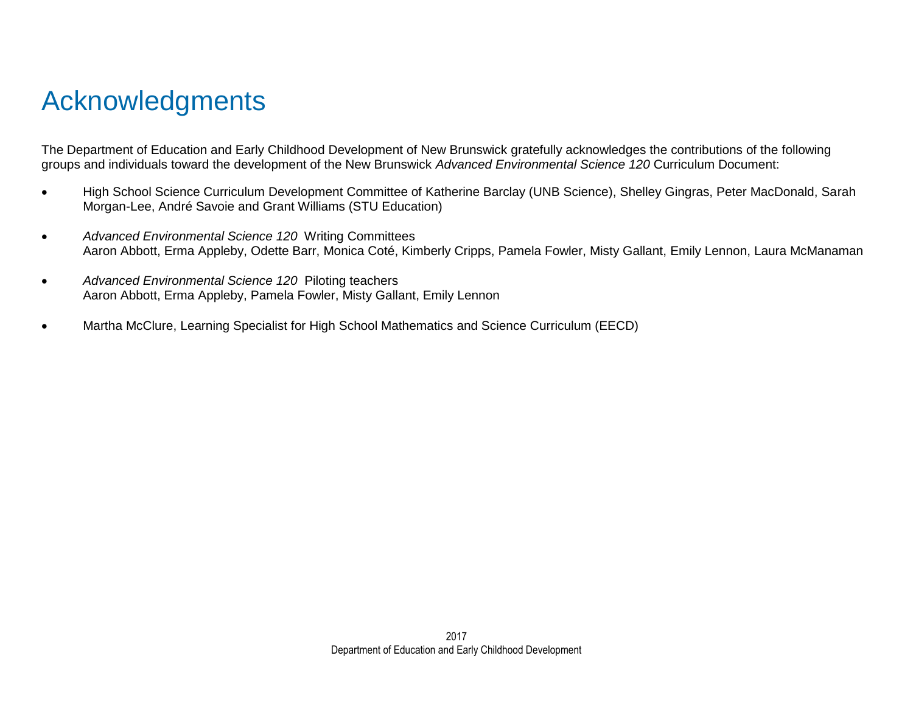# Acknowledgments

The Department of Education and Early Childhood Development of New Brunswick gratefully acknowledges the contributions of the following groups and individuals toward the development of the New Brunswick *Advanced Environmental Science 120* Curriculum Document:

- High School Science Curriculum Development Committee of Katherine Barclay (UNB Science), Shelley Gingras, Peter MacDonald, Sarah Morgan-Lee, André Savoie and Grant Williams (STU Education)

- *Advanced Environmental Science 120* Writing Committees
  Aaron Abbott, Erma Appleby, Odette Barr, Monica Coté, Kimberly Cripps, Pamela Fowler, Misty Gallant, Emily Lennon, Laura McManaman

- *Advanced Environmental Science 120* Piloting teachers
  Aaron Abbott, Erma Appleby, Pamela Fowler, Misty Gallant, Emily Lennon

- Martha McClure, Learning Specialist for High School Mathematics and Science Curriculum (EECD)

2017
Department of Education and Early Childhood Development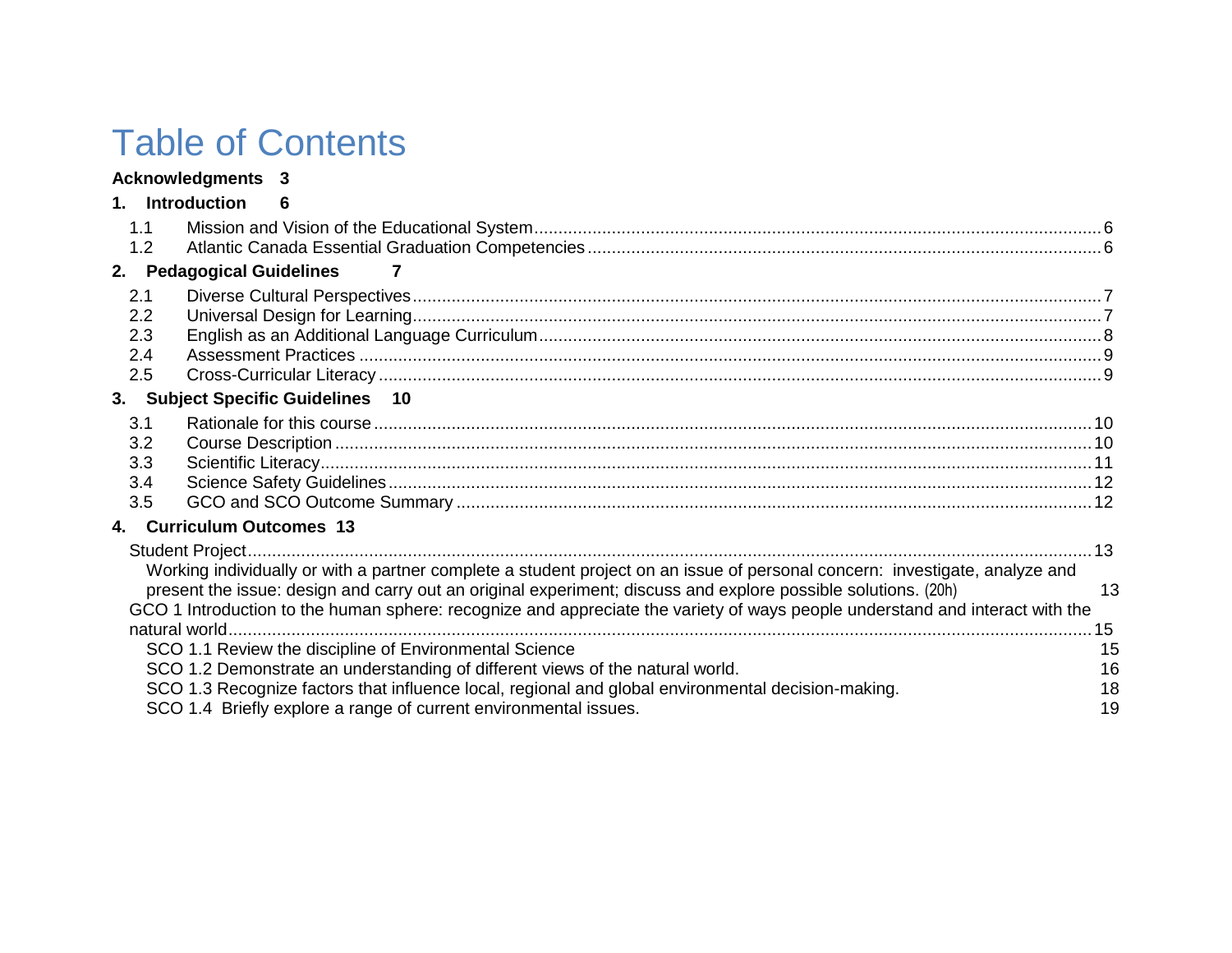# Table of Contents

**Acknowledgments 3**

**1. Introduction 6**

1.1 Mission and Vision of the Educational System....6
1.2 Atlantic Canada Essential Graduation Competencies....6

**2. Pedagogical Guidelines 7**

2.1 Diverse Cultural Perspectives....7
2.2 Universal Design for Learning....7
2.3 English as an Additional Language Curriculum....8
2.4 Assessment Practices....9
2.5 Cross-Curricular Literacy....9

**3. Subject Specific Guidelines 10**

3.1 Rationale for this course....10
3.2 Course Description....10
3.3 Scientific Literacy....11
3.4 Science Safety Guidelines....12
3.5 GCO and SCO Outcome Summary....12

**4. Curriculum Outcomes 13**

Student Project....13
Working individually or with a partner complete a student project on an issue of personal concern: investigate, analyze and present the issue: design and carry out an original experiment; discuss and explore possible solutions. (20h) 13
GCO 1 Introduction to the human sphere: recognize and appreciate the variety of ways people understand and interact with the natural world....15
SCO 1.1 Review the discipline of Environmental Science 15
SCO 1.2 Demonstrate an understanding of different views of the natural world. 16
SCO 1.3 Recognize factors that influence local, regional and global environmental decision-making. 18
SCO 1.4 Briefly explore a range of current environmental issues. 19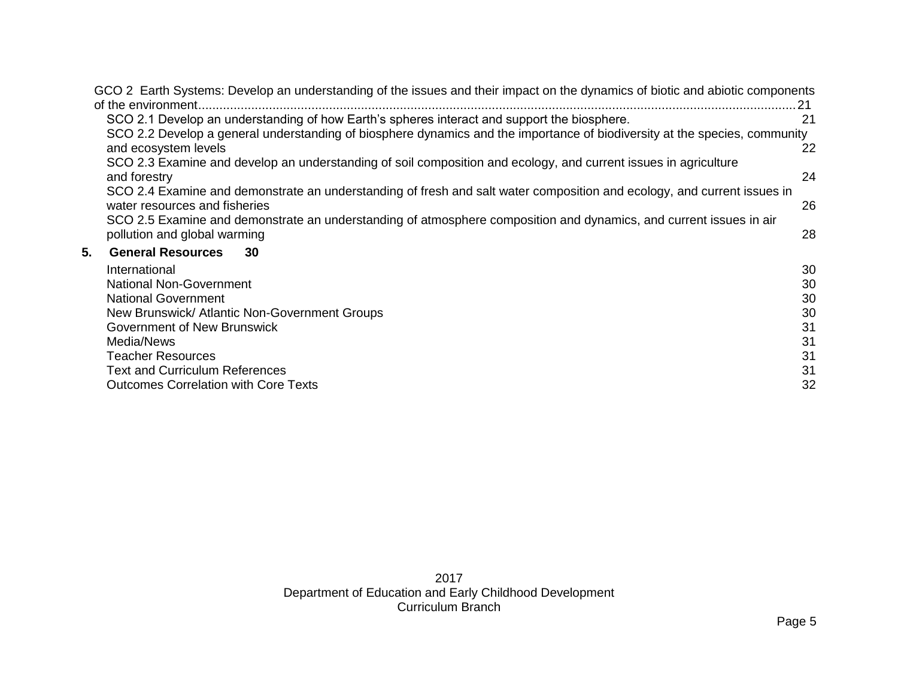GCO 2 Earth Systems: Develop an understanding of the issues and their impact on the dynamics of biotic and abiotic components of the environment.......21

SCO 2.1 Develop an understanding of how Earth's spheres interact and support the biosphere. 21

SCO 2.2 Develop a general understanding of biosphere dynamics and the importance of biodiversity at the species, community and ecosystem levels 22

SCO 2.3 Examine and develop an understanding of soil composition and ecology, and current issues in agriculture and forestry 24

SCO 2.4 Examine and demonstrate an understanding of fresh and salt water composition and ecology, and current issues in water resources and fisheries 26

SCO 2.5 Examine and demonstrate an understanding of atmosphere composition and dynamics, and current issues in air pollution and global warming 28

**5. General Resources 30**

International 30

National Non-Government 30

National Government 30

New Brunswick/ Atlantic Non-Government Groups 30

Government of New Brunswick 31

Media/News 31

Teacher Resources 31

Text and Curriculum References 31

Outcomes Correlation with Core Texts 32

2017
Department of Education and Early Childhood Development
Curriculum Branch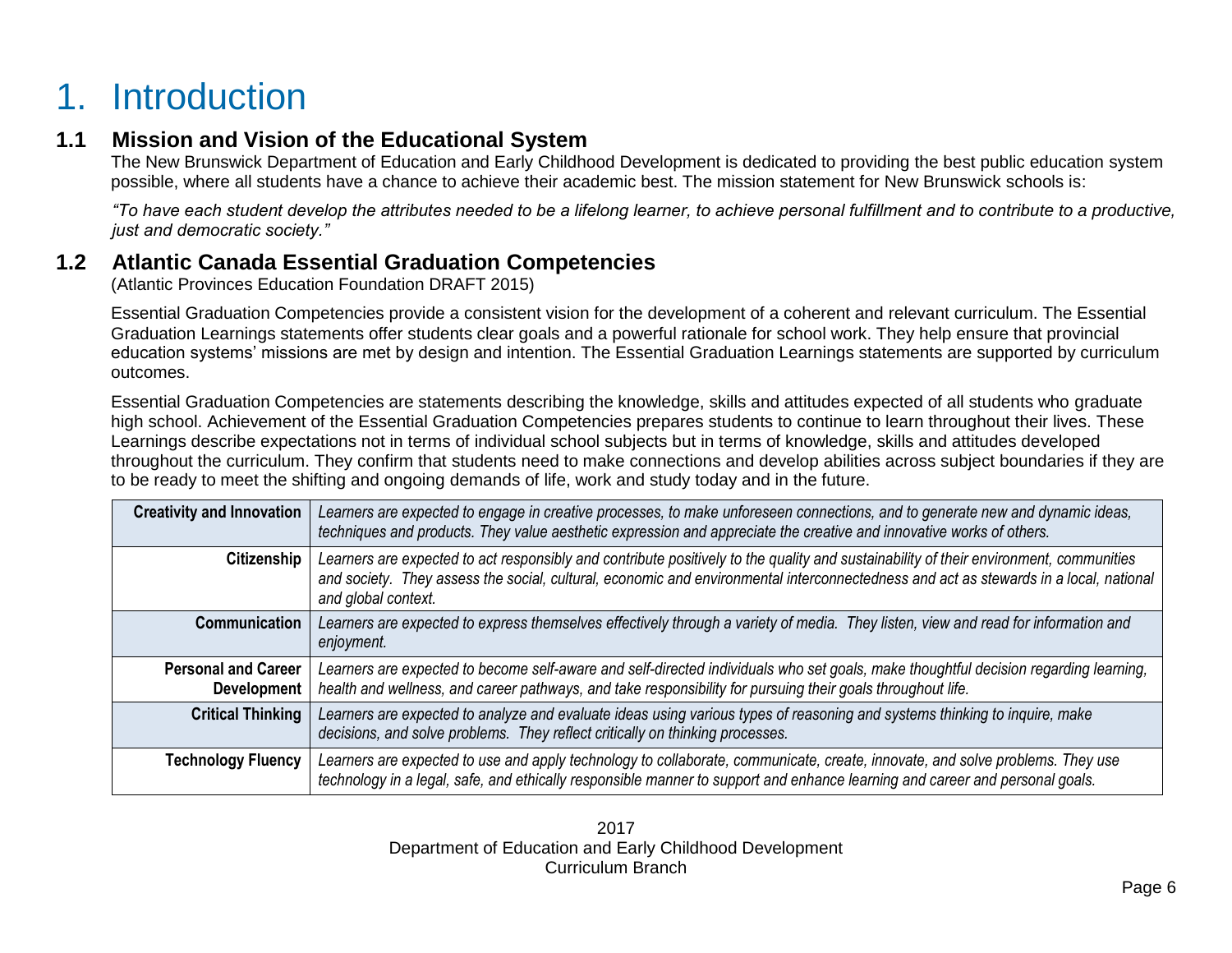# 1. Introduction

## 1.1 Mission and Vision of the Educational System

The New Brunswick Department of Education and Early Childhood Development is dedicated to providing the best public education system possible, where all students have a chance to achieve their academic best. The mission statement for New Brunswick schools is:

*"To have each student develop the attributes needed to be a lifelong learner, to achieve personal fulfillment and to contribute to a productive, just and democratic society."*

## 1.2 Atlantic Canada Essential Graduation Competencies

(Atlantic Provinces Education Foundation DRAFT 2015)

Essential Graduation Competencies provide a consistent vision for the development of a coherent and relevant curriculum. The Essential Graduation Learnings statements offer students clear goals and a powerful rationale for school work. They help ensure that provincial education systems' missions are met by design and intention. The Essential Graduation Learnings statements are supported by curriculum outcomes.

Essential Graduation Competencies are statements describing the knowledge, skills and attitudes expected of all students who graduate high school. Achievement of the Essential Graduation Competencies prepares students to continue to learn throughout their lives. These Learnings describe expectations not in terms of individual school subjects but in terms of knowledge, skills and attitudes developed throughout the curriculum. They confirm that students need to make connections and develop abilities across subject boundaries if they are to be ready to meet the shifting and ongoing demands of life, work and study today and in the future.

| | |
|---|---|
| **Creativity and Innovation** | *Learners are expected to engage in creative processes, to make unforeseen connections, and to generate new and dynamic ideas, techniques and products. They value aesthetic expression and appreciate the creative and innovative works of others.* |
| **Citizenship** | *Learners are expected to act responsibly and contribute positively to the quality and sustainability of their environment, communities and society. They assess the social, cultural, economic and environmental interconnectedness and act as stewards in a local, national and global context.* |
| **Communication** | *Learners are expected to express themselves effectively through a variety of media. They listen, view and read for information and enjoyment.* |
| **Personal and Career Development** | *Learners are expected to become self-aware and self-directed individuals who set goals, make thoughtful decision regarding learning, health and wellness, and career pathways, and take responsibility for pursuing their goals throughout life.* |
| **Critical Thinking** | *Learners are expected to analyze and evaluate ideas using various types of reasoning and systems thinking to inquire, make decisions, and solve problems. They reflect critically on thinking processes.* |
| **Technology Fluency** | *Learners are expected to use and apply technology to collaborate, communicate, create, innovate, and solve problems. They use technology in a legal, safe, and ethically responsible manner to support and enhance learning and career and personal goals.* |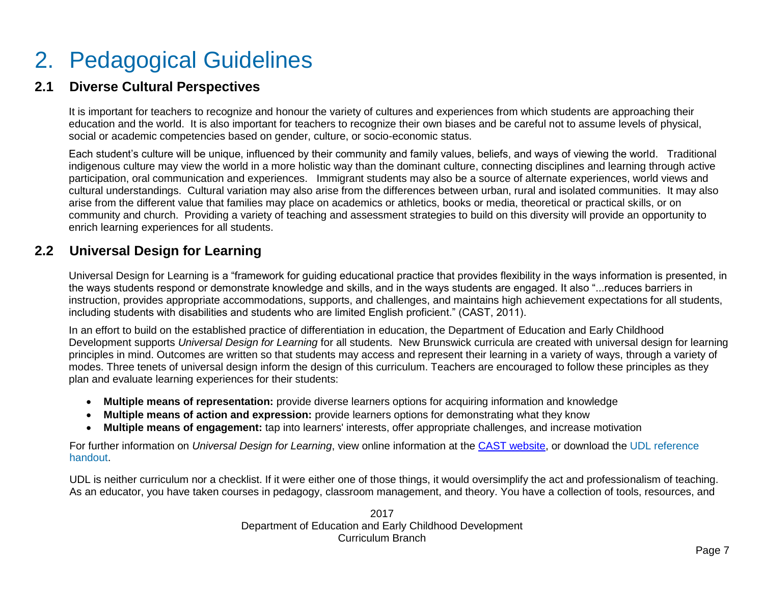# 2. Pedagogical Guidelines

## 2.1 Diverse Cultural Perspectives

It is important for teachers to recognize and honour the variety of cultures and experiences from which students are approaching their education and the world. It is also important for teachers to recognize their own biases and be careful not to assume levels of physical, social or academic competencies based on gender, culture, or socio-economic status.

Each student's culture will be unique, influenced by their community and family values, beliefs, and ways of viewing the world. Traditional indigenous culture may view the world in a more holistic way than the dominant culture, connecting disciplines and learning through active participation, oral communication and experiences. Immigrant students may also be a source of alternate experiences, world views and cultural understandings. Cultural variation may also arise from the differences between urban, rural and isolated communities. It may also arise from the different value that families may place on academics or athletics, books or media, theoretical or practical skills, or on community and church. Providing a variety of teaching and assessment strategies to build on this diversity will provide an opportunity to enrich learning experiences for all students.

## 2.2 Universal Design for Learning

Universal Design for Learning is a "framework for guiding educational practice that provides flexibility in the ways information is presented, in the ways students respond or demonstrate knowledge and skills, and in the ways students are engaged. It also "...reduces barriers in instruction, provides appropriate accommodations, supports, and challenges, and maintains high achievement expectations for all students, including students with disabilities and students who are limited English proficient." (CAST, 2011).

In an effort to build on the established practice of differentiation in education, the Department of Education and Early Childhood Development supports *Universal Design for Learning* for all students. New Brunswick curricula are created with universal design for learning principles in mind. Outcomes are written so that students may access and represent their learning in a variety of ways, through a variety of modes. Three tenets of universal design inform the design of this curriculum. Teachers are encouraged to follow these principles as they plan and evaluate learning experiences for their students:

- **Multiple means of representation:** provide diverse learners options for acquiring information and knowledge
- **Multiple means of action and expression:** provide learners options for demonstrating what they know
- **Multiple means of engagement:** tap into learners' interests, offer appropriate challenges, and increase motivation

For further information on *Universal Design for Learning*, view online information at the CAST website, or download the UDL reference handout.

UDL is neither curriculum nor a checklist. If it were either one of those things, it would oversimplify the act and professionalism of teaching. As an educator, you have taken courses in pedagogy, classroom management, and theory. You have a collection of tools, resources, and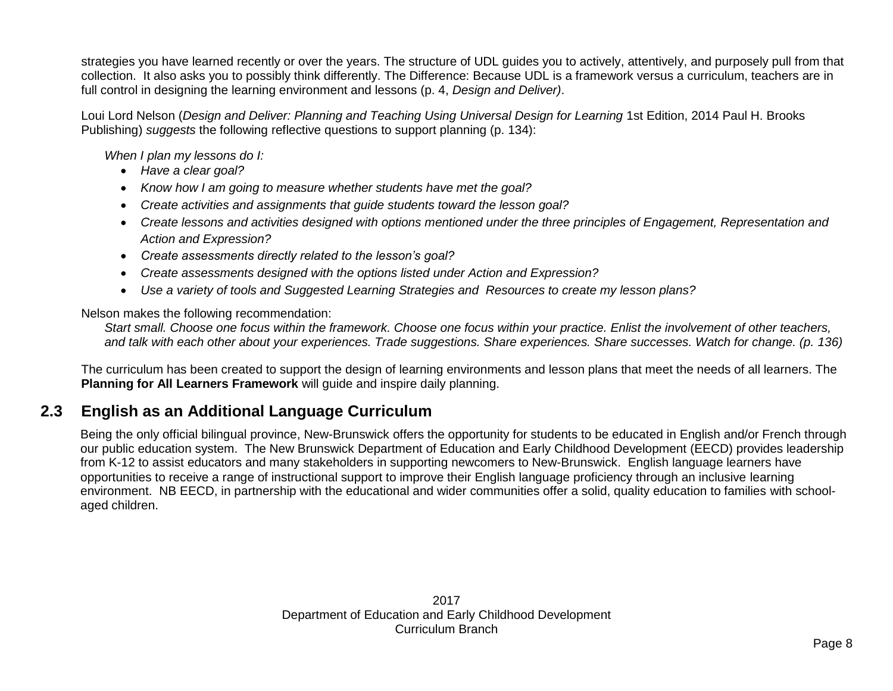strategies you have learned recently or over the years. The structure of UDL guides you to actively, attentively, and purposely pull from that collection. It also asks you to possibly think differently. The Difference: Because UDL is a framework versus a curriculum, teachers are in full control in designing the learning environment and lessons (p. 4, *Design and Deliver)*.

Loui Lord Nelson (*Design and Deliver: Planning and Teaching Using Universal Design for Learning* 1st Edition, 2014 Paul H. Brooks Publishing) *suggests* the following reflective questions to support planning (p. 134):

*When I plan my lessons do I:*

- *Have a clear goal?*
- *Know how I am going to measure whether students have met the goal?*
- *Create activities and assignments that guide students toward the lesson goal?*
- *Create lessons and activities designed with options mentioned under the three principles of Engagement, Representation and Action and Expression?*
- *Create assessments directly related to the lesson's goal?*
- *Create assessments designed with the options listed under Action and Expression?*
- *Use a variety of tools and Suggested Learning Strategies and Resources to create my lesson plans?*

Nelson makes the following recommendation:

*Start small. Choose one focus within the framework. Choose one focus within your practice. Enlist the involvement of other teachers, and talk with each other about your experiences. Trade suggestions. Share experiences. Share successes. Watch for change. (p. 136)*

The curriculum has been created to support the design of learning environments and lesson plans that meet the needs of all learners. The **Planning for All Learners Framework** will guide and inspire daily planning.

## 2.3 English as an Additional Language Curriculum

Being the only official bilingual province, New-Brunswick offers the opportunity for students to be educated in English and/or French through our public education system. The New Brunswick Department of Education and Early Childhood Development (EECD) provides leadership from K-12 to assist educators and many stakeholders in supporting newcomers to New-Brunswick. English language learners have opportunities to receive a range of instructional support to improve their English language proficiency through an inclusive learning environment. NB EECD, in partnership with the educational and wider communities offer a solid, quality education to families with school-aged children.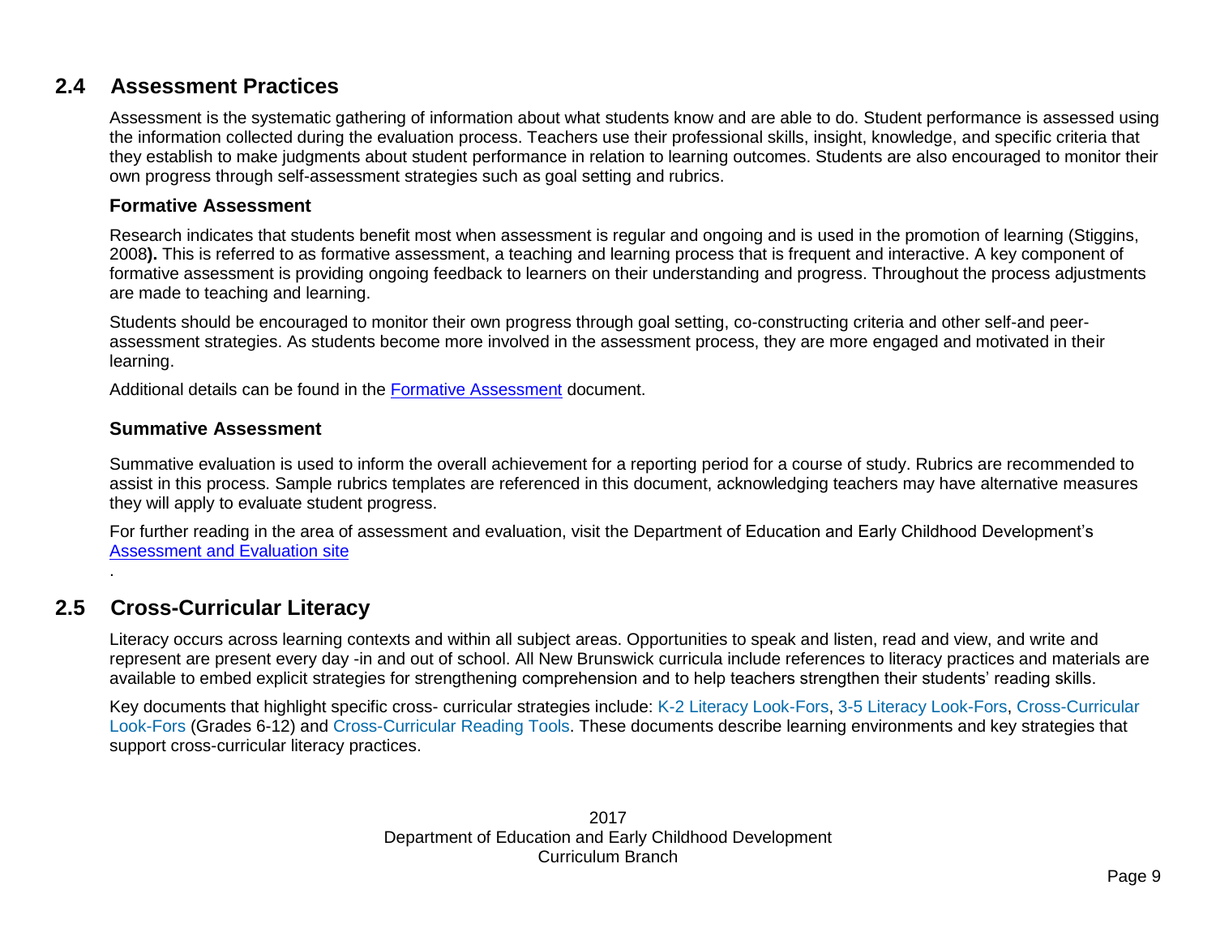## 2.4 Assessment Practices

Assessment is the systematic gathering of information about what students know and are able to do. Student performance is assessed using the information collected during the evaluation process. Teachers use their professional skills, insight, knowledge, and specific criteria that they establish to make judgments about student performance in relation to learning outcomes. Students are also encouraged to monitor their own progress through self-assessment strategies such as goal setting and rubrics.

### Formative Assessment

Research indicates that students benefit most when assessment is regular and ongoing and is used in the promotion of learning (Stiggins, 2008**).** This is referred to as formative assessment, a teaching and learning process that is frequent and interactive. A key component of formative assessment is providing ongoing feedback to learners on their understanding and progress. Throughout the process adjustments are made to teaching and learning.

Students should be encouraged to monitor their own progress through goal setting, co-constructing criteria and other self-and peer-assessment strategies. As students become more involved in the assessment process, they are more engaged and motivated in their learning.

Additional details can be found in the Formative Assessment document.

### Summative Assessment

Summative evaluation is used to inform the overall achievement for a reporting period for a course of study. Rubrics are recommended to assist in this process. Sample rubrics templates are referenced in this document, acknowledging teachers may have alternative measures they will apply to evaluate student progress.

For further reading in the area of assessment and evaluation, visit the Department of Education and Early Childhood Development's Assessment and Evaluation site

.

## 2.5 Cross-Curricular Literacy

Literacy occurs across learning contexts and within all subject areas. Opportunities to speak and listen, read and view, and write and represent are present every day -in and out of school. All New Brunswick curricula include references to literacy practices and materials are available to embed explicit strategies for strengthening comprehension and to help teachers strengthen their students' reading skills.

Key documents that highlight specific cross- curricular strategies include: K-2 Literacy Look-Fors, 3-5 Literacy Look-Fors, Cross-Curricular Look-Fors (Grades 6-12) and Cross-Curricular Reading Tools. These documents describe learning environments and key strategies that support cross-curricular literacy practices.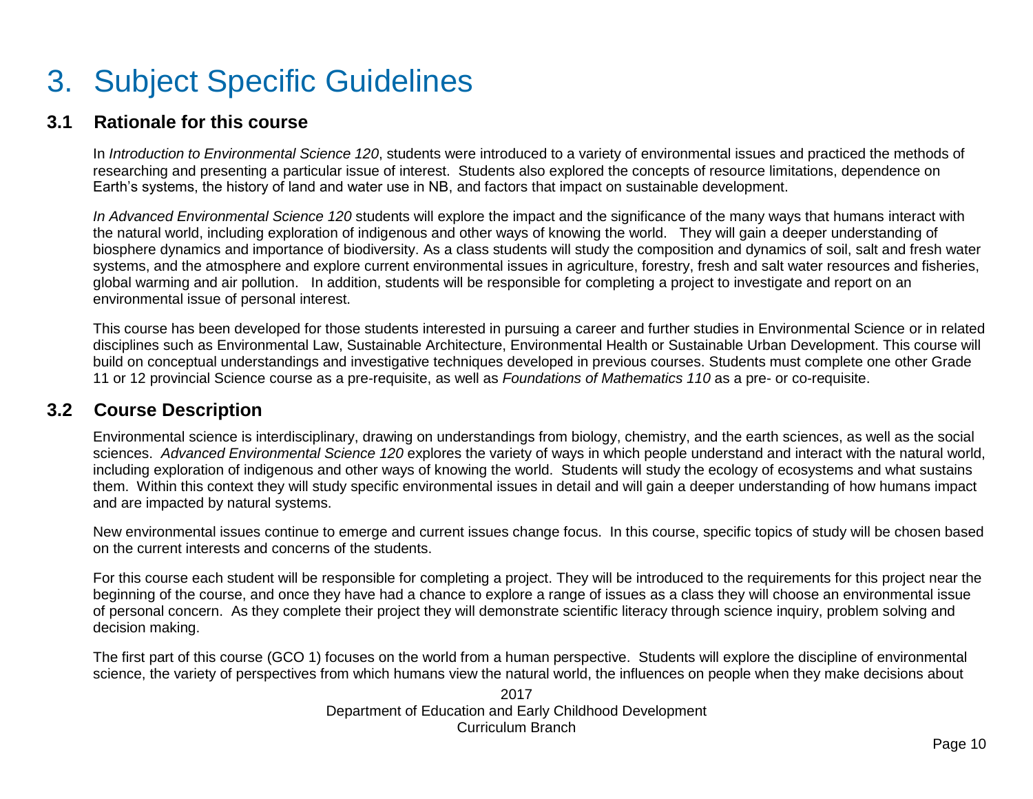# 3. Subject Specific Guidelines

## 3.1 Rationale for this course

In *Introduction to Environmental Science 120*, students were introduced to a variety of environmental issues and practiced the methods of researching and presenting a particular issue of interest. Students also explored the concepts of resource limitations, dependence on Earth's systems, the history of land and water use in NB, and factors that impact on sustainable development.

*In Advanced Environmental Science 120* students will explore the impact and the significance of the many ways that humans interact with the natural world, including exploration of indigenous and other ways of knowing the world. They will gain a deeper understanding of biosphere dynamics and importance of biodiversity. As a class students will study the composition and dynamics of soil, salt and fresh water systems, and the atmosphere and explore current environmental issues in agriculture, forestry, fresh and salt water resources and fisheries, global warming and air pollution. In addition, students will be responsible for completing a project to investigate and report on an environmental issue of personal interest.

This course has been developed for those students interested in pursuing a career and further studies in Environmental Science or in related disciplines such as Environmental Law, Sustainable Architecture, Environmental Health or Sustainable Urban Development. This course will build on conceptual understandings and investigative techniques developed in previous courses. Students must complete one other Grade 11 or 12 provincial Science course as a pre-requisite, as well as *Foundations of Mathematics 110* as a pre- or co-requisite.

## 3.2 Course Description

Environmental science is interdisciplinary, drawing on understandings from biology, chemistry, and the earth sciences, as well as the social sciences. *Advanced Environmental Science 120* explores the variety of ways in which people understand and interact with the natural world, including exploration of indigenous and other ways of knowing the world. Students will study the ecology of ecosystems and what sustains them. Within this context they will study specific environmental issues in detail and will gain a deeper understanding of how humans impact and are impacted by natural systems.

New environmental issues continue to emerge and current issues change focus. In this course, specific topics of study will be chosen based on the current interests and concerns of the students.

For this course each student will be responsible for completing a project. They will be introduced to the requirements for this project near the beginning of the course, and once they have had a chance to explore a range of issues as a class they will choose an environmental issue of personal concern. As they complete their project they will demonstrate scientific literacy through science inquiry, problem solving and decision making.

The first part of this course (GCO 1) focuses on the world from a human perspective. Students will explore the discipline of environmental science, the variety of perspectives from which humans view the natural world, the influences on people when they make decisions about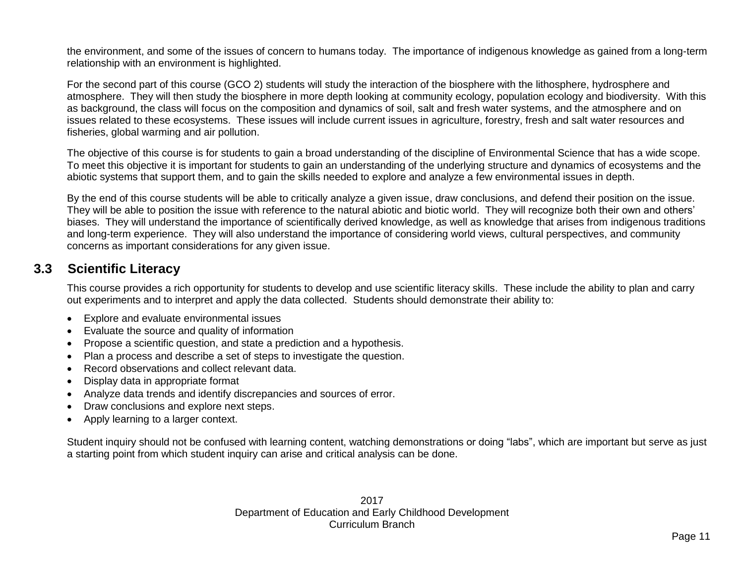the environment, and some of the issues of concern to humans today. The importance of indigenous knowledge as gained from a long-term relationship with an environment is highlighted.

For the second part of this course (GCO 2) students will study the interaction of the biosphere with the lithosphere, hydrosphere and atmosphere. They will then study the biosphere in more depth looking at community ecology, population ecology and biodiversity. With this as background, the class will focus on the composition and dynamics of soil, salt and fresh water systems, and the atmosphere and on issues related to these ecosystems. These issues will include current issues in agriculture, forestry, fresh and salt water resources and fisheries, global warming and air pollution.

The objective of this course is for students to gain a broad understanding of the discipline of Environmental Science that has a wide scope. To meet this objective it is important for students to gain an understanding of the underlying structure and dynamics of ecosystems and the abiotic systems that support them, and to gain the skills needed to explore and analyze a few environmental issues in depth.

By the end of this course students will be able to critically analyze a given issue, draw conclusions, and defend their position on the issue. They will be able to position the issue with reference to the natural abiotic and biotic world. They will recognize both their own and others' biases. They will understand the importance of scientifically derived knowledge, as well as knowledge that arises from indigenous traditions and long-term experience. They will also understand the importance of considering world views, cultural perspectives, and community concerns as important considerations for any given issue.

## 3.3 Scientific Literacy

This course provides a rich opportunity for students to develop and use scientific literacy skills. These include the ability to plan and carry out experiments and to interpret and apply the data collected. Students should demonstrate their ability to:

- Explore and evaluate environmental issues
- Evaluate the source and quality of information
- Propose a scientific question, and state a prediction and a hypothesis.
- Plan a process and describe a set of steps to investigate the question.
- Record observations and collect relevant data.
- Display data in appropriate format
- Analyze data trends and identify discrepancies and sources of error.
- Draw conclusions and explore next steps.
- Apply learning to a larger context.

Student inquiry should not be confused with learning content, watching demonstrations or doing "labs", which are important but serve as just a starting point from which student inquiry can arise and critical analysis can be done.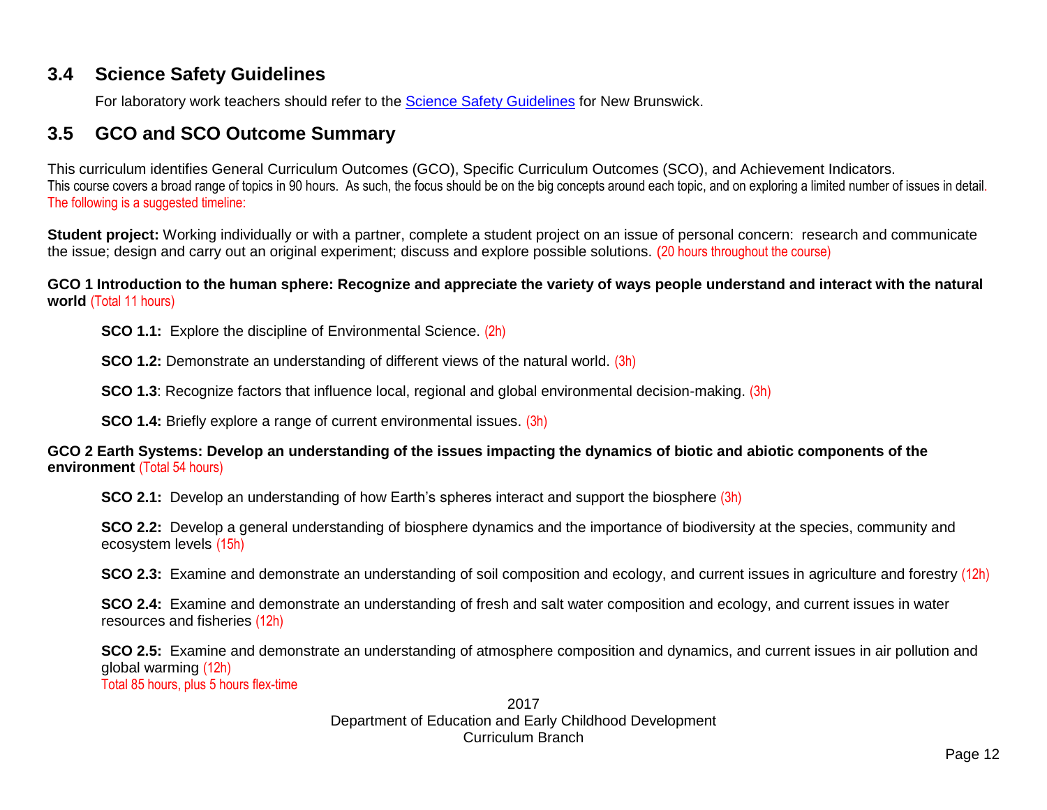## 3.4 Science Safety Guidelines

For laboratory work teachers should refer to the [Science Safety Guidelines] for New Brunswick.

## 3.5 GCO and SCO Outcome Summary

This curriculum identifies General Curriculum Outcomes (GCO), Specific Curriculum Outcomes (SCO), and Achievement Indicators.
This course covers a broad range of topics in 90 hours. As such, the focus should be on the big concepts around each topic, and on exploring a limited number of issues in detail. The following is a suggested timeline:

**Student project:** Working individually or with a partner, complete a student project on an issue of personal concern: research and communicate the issue; design and carry out an original experiment; discuss and explore possible solutions. (20 hours throughout the course)

**GCO 1 Introduction to the human sphere: Recognize and appreciate the variety of ways people understand and interact with the natural world** (Total 11 hours)

**SCO 1.1:** Explore the discipline of Environmental Science. (2h)

**SCO 1.2:** Demonstrate an understanding of different views of the natural world. (3h)

**SCO 1.3**: Recognize factors that influence local, regional and global environmental decision-making. (3h)

**SCO 1.4:** Briefly explore a range of current environmental issues. (3h)

**GCO 2 Earth Systems: Develop an understanding of the issues impacting the dynamics of biotic and abiotic components of the environment** (Total 54 hours)

**SCO 2.1:** Develop an understanding of how Earth's spheres interact and support the biosphere (3h)

**SCO 2.2:** Develop a general understanding of biosphere dynamics and the importance of biodiversity at the species, community and ecosystem levels (15h)

**SCO 2.3:** Examine and demonstrate an understanding of soil composition and ecology, and current issues in agriculture and forestry (12h)

**SCO 2.4:** Examine and demonstrate an understanding of fresh and salt water composition and ecology, and current issues in water resources and fisheries (12h)

**SCO 2.5:** Examine and demonstrate an understanding of atmosphere composition and dynamics, and current issues in air pollution and global warming (12h)
Total 85 hours, plus 5 hours flex-time

2017
Department of Education and Early Childhood Development
Curriculum Branch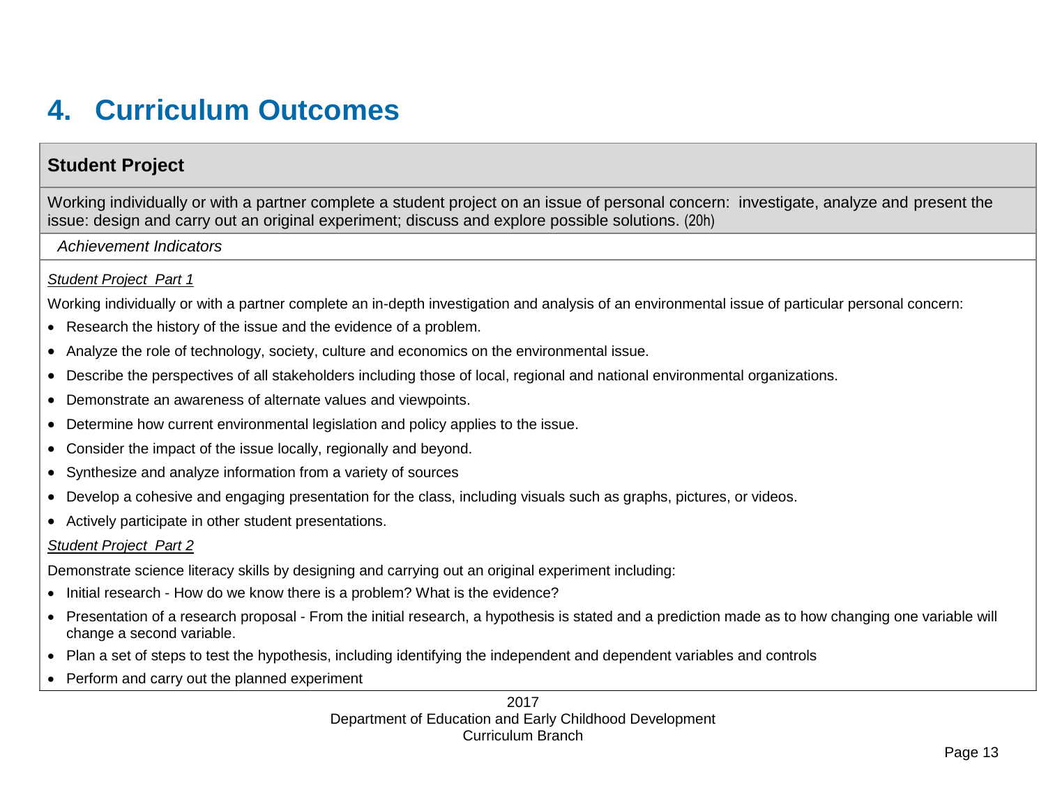# 4. Curriculum Outcomes

## Student Project

Working individually or with a partner complete a student project on an issue of personal concern: investigate, analyze and present the issue: design and carry out an original experiment; discuss and explore possible solutions. (20h)

*Achievement Indicators*

*Student Project Part 1*

Working individually or with a partner complete an in-depth investigation and analysis of an environmental issue of particular personal concern:

- Research the history of the issue and the evidence of a problem.
- Analyze the role of technology, society, culture and economics on the environmental issue.
- Describe the perspectives of all stakeholders including those of local, regional and national environmental organizations.
- Demonstrate an awareness of alternate values and viewpoints.
- Determine how current environmental legislation and policy applies to the issue.
- Consider the impact of the issue locally, regionally and beyond.
- Synthesize and analyze information from a variety of sources
- Develop a cohesive and engaging presentation for the class, including visuals such as graphs, pictures, or videos.
- Actively participate in other student presentations.

*Student Project Part 2*

Demonstrate science literacy skills by designing and carrying out an original experiment including:

- Initial research - How do we know there is a problem? What is the evidence?
- Presentation of a research proposal - From the initial research, a hypothesis is stated and a prediction made as to how changing one variable will change a second variable.
- Plan a set of steps to test the hypothesis, including identifying the independent and dependent variables and controls
- Perform and carry out the planned experiment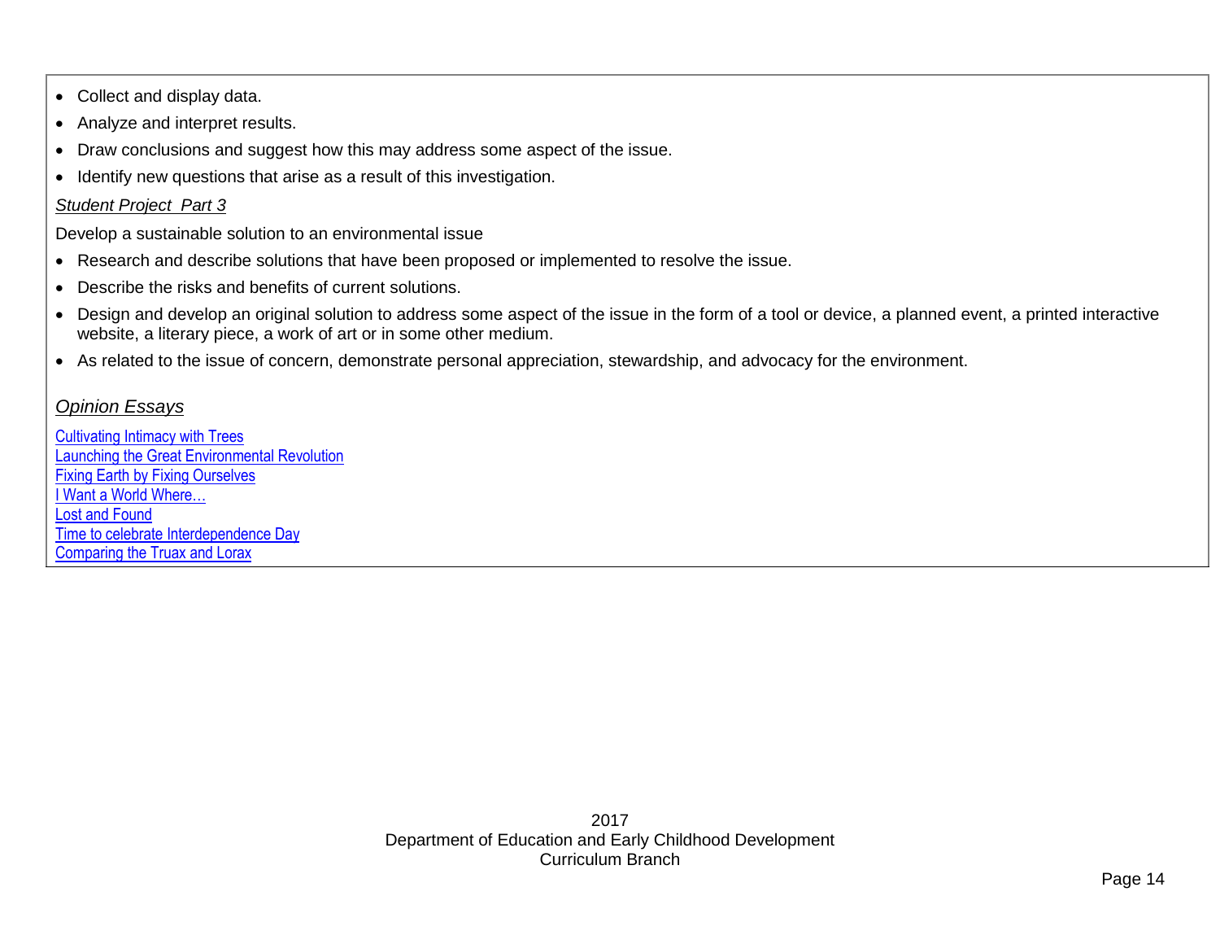- Collect and display data.
- Analyze and interpret results.
- Draw conclusions and suggest how this may address some aspect of the issue.
- Identify new questions that arise as a result of this investigation.

*Student Project Part 3*

Develop a sustainable solution to an environmental issue

- Research and describe solutions that have been proposed or implemented to resolve the issue.
- Describe the risks and benefits of current solutions.
- Design and develop an original solution to address some aspect of the issue in the form of a tool or device, a planned event, a printed interactive website, a literary piece, a work of art or in some other medium.
- As related to the issue of concern, demonstrate personal appreciation, stewardship, and advocacy for the environment.

*Opinion Essays*

Cultivating Intimacy with Trees
Launching the Great Environmental Revolution
Fixing Earth by Fixing Ourselves
I Want a World Where…
Lost and Found
Time to celebrate Interdependence Day
Comparing the Truax and Lorax

2017
Department of Education and Early Childhood Development
Curriculum Branch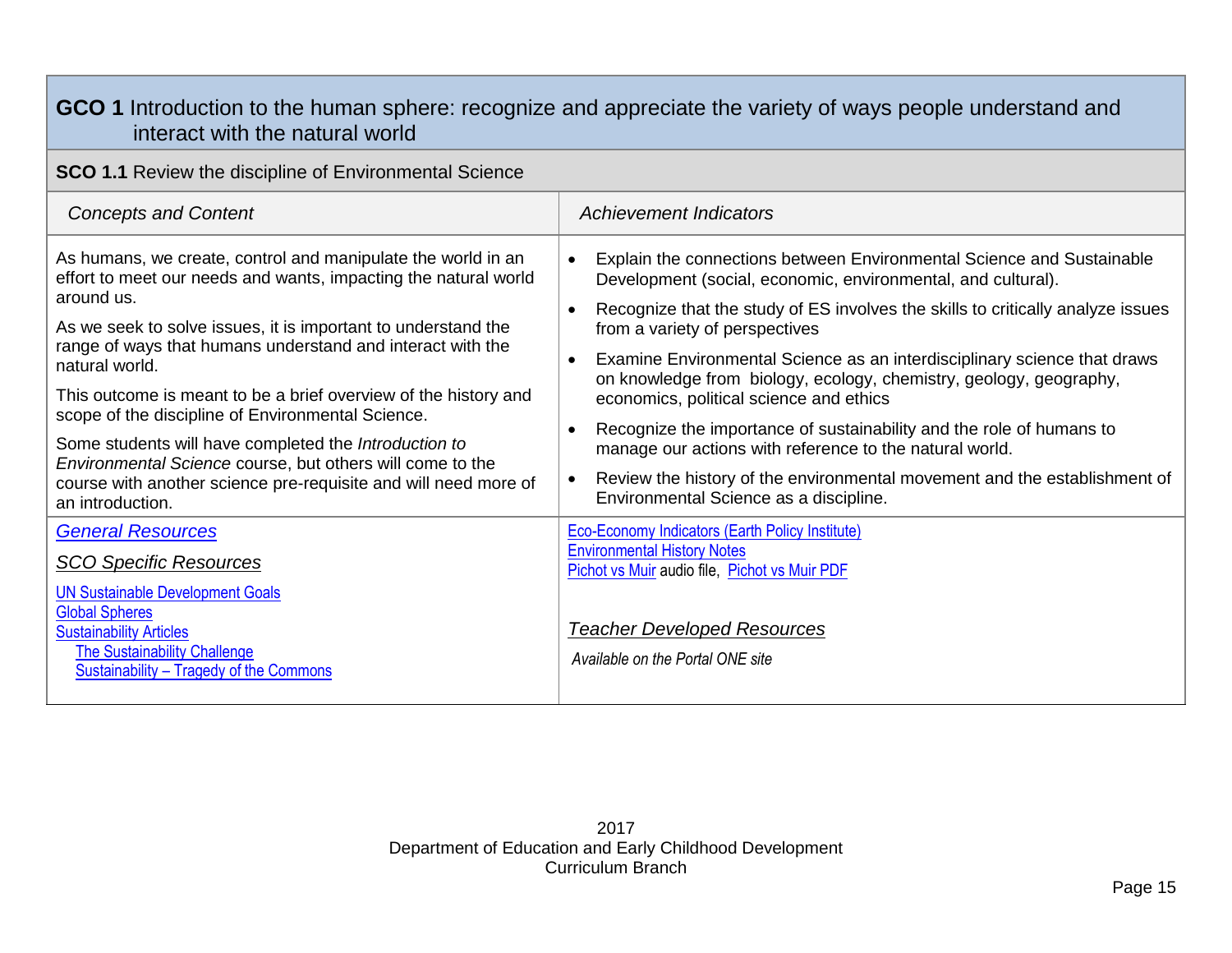## GCO 1 Introduction to the human sphere: recognize and appreciate the variety of ways people understand and interact with the natural world

### SCO 1.1 Review the discipline of Environmental Science

| *Concepts and Content* | *Achievement Indicators* |
|---|---|
| As humans, we create, control and manipulate the world in an effort to meet our needs and wants, impacting the natural world around us.<br><br>As we seek to solve issues, it is important to understand the range of ways that humans understand and interact with the natural world.<br><br>This outcome is meant to be a brief overview of the history and scope of the discipline of Environmental Science.<br><br>Some students will have completed the *Introduction to Environmental Science* course, but others will come to the course with another science pre-requisite and will need more of an introduction. | • Explain the connections between Environmental Science and Sustainable Development (social, economic, environmental, and cultural).<br>• Recognize that the study of ES involves the skills to critically analyze issues from a variety of perspectives<br>• Examine Environmental Science as an interdisciplinary science that draws on knowledge from biology, ecology, chemistry, geology, geography, economics, political science and ethics<br>• Recognize the importance of sustainability and the role of humans to manage our actions with reference to the natural world.<br>• Review the history of the environmental movement and the establishment of Environmental Science as a discipline. |
| ***General Resources***<br><br>*SCO Specific Resources*<br><br>UN Sustainable Development Goals<br>Global Spheres<br>Sustainability Articles<br>&nbsp;&nbsp;&nbsp;&nbsp;The Sustainability Challenge<br>&nbsp;&nbsp;&nbsp;&nbsp;Sustainability – Tragedy of the Commons | Eco-Economy Indicators (Earth Policy Institute)<br>Environmental History Notes<br>Pichot vs Muir audio file, Pichot vs Muir PDF<br><br>*Teacher Developed Resources*<br><br>*Available on the Portal ONE site* |

2017
Department of Education and Early Childhood Development
Curriculum Branch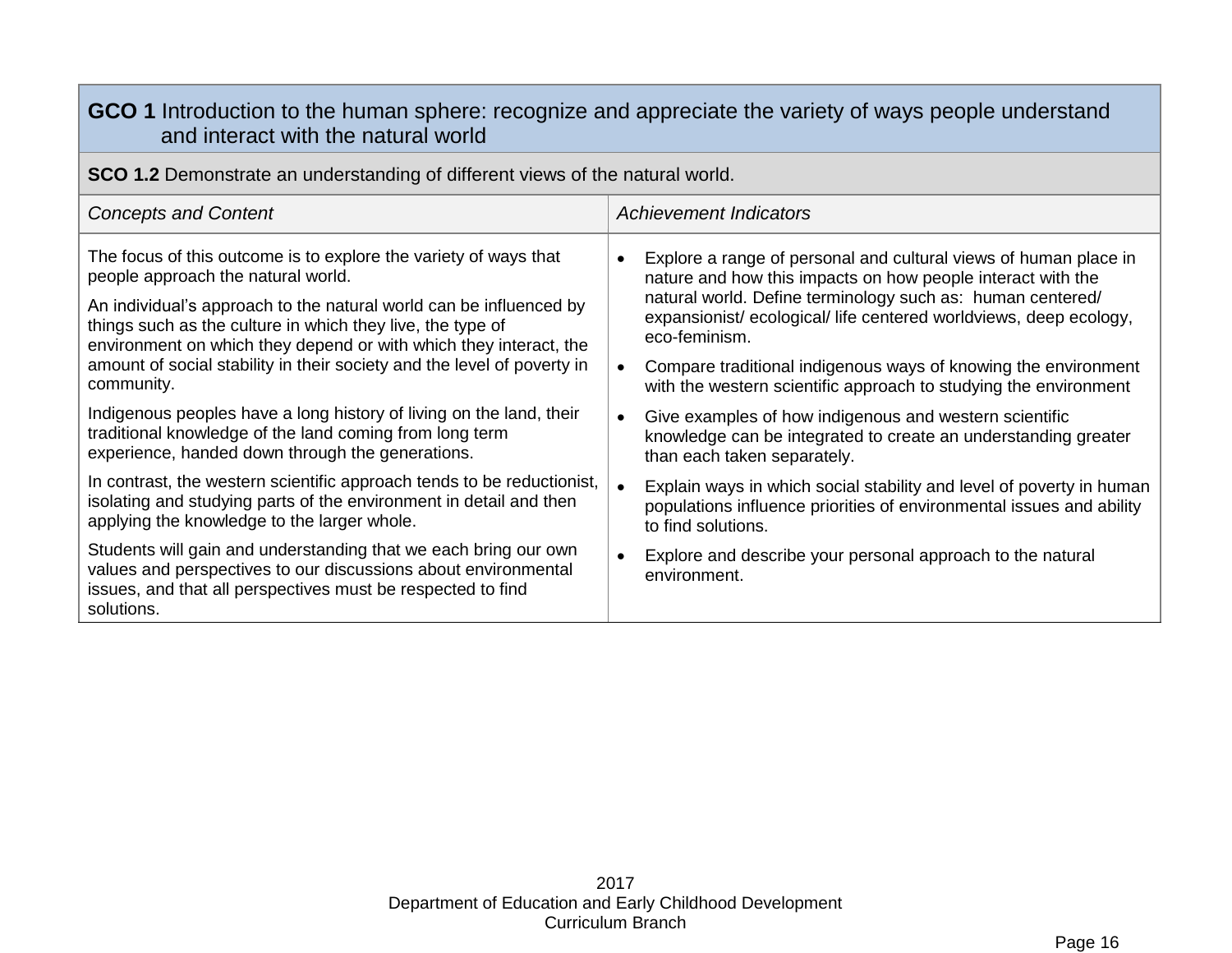| **GCO 1** Introduction to the human sphere: recognize and appreciate the variety of ways people understand and interact with the natural world | |
|---|---|
| **SCO 1.2** Demonstrate an understanding of different views of the natural world. | |
| *Concepts and Content* | *Achievement Indicators* |
| The focus of this outcome is to explore the variety of ways that people approach the natural world.<br><br>An individual's approach to the natural world can be influenced by things such as the culture in which they live, the type of environment on which they depend or with which they interact, the amount of social stability in their society and the level of poverty in community.<br><br>Indigenous peoples have a long history of living on the land, their traditional knowledge of the land coming from long term experience, handed down through the generations.<br><br>In contrast, the western scientific approach tends to be reductionist, isolating and studying parts of the environment in detail and then applying the knowledge to the larger whole.<br><br>Students will gain and understanding that we each bring our own values and perspectives to our discussions about environmental issues, and that all perspectives must be respected to find solutions. | • Explore a range of personal and cultural views of human place in nature and how this impacts on how people interact with the natural world. Define terminology such as: human centered/ expansionist/ ecological/ life centered worldviews, deep ecology, eco-feminism.<br><br>• Compare traditional indigenous ways of knowing the environment with the western scientific approach to studying the environment<br><br>• Give examples of how indigenous and western scientific knowledge can be integrated to create an understanding greater than each taken separately.<br><br>• Explain ways in which social stability and level of poverty in human populations influence priorities of environmental issues and ability to find solutions.<br><br>• Explore and describe your personal approach to the natural environment. |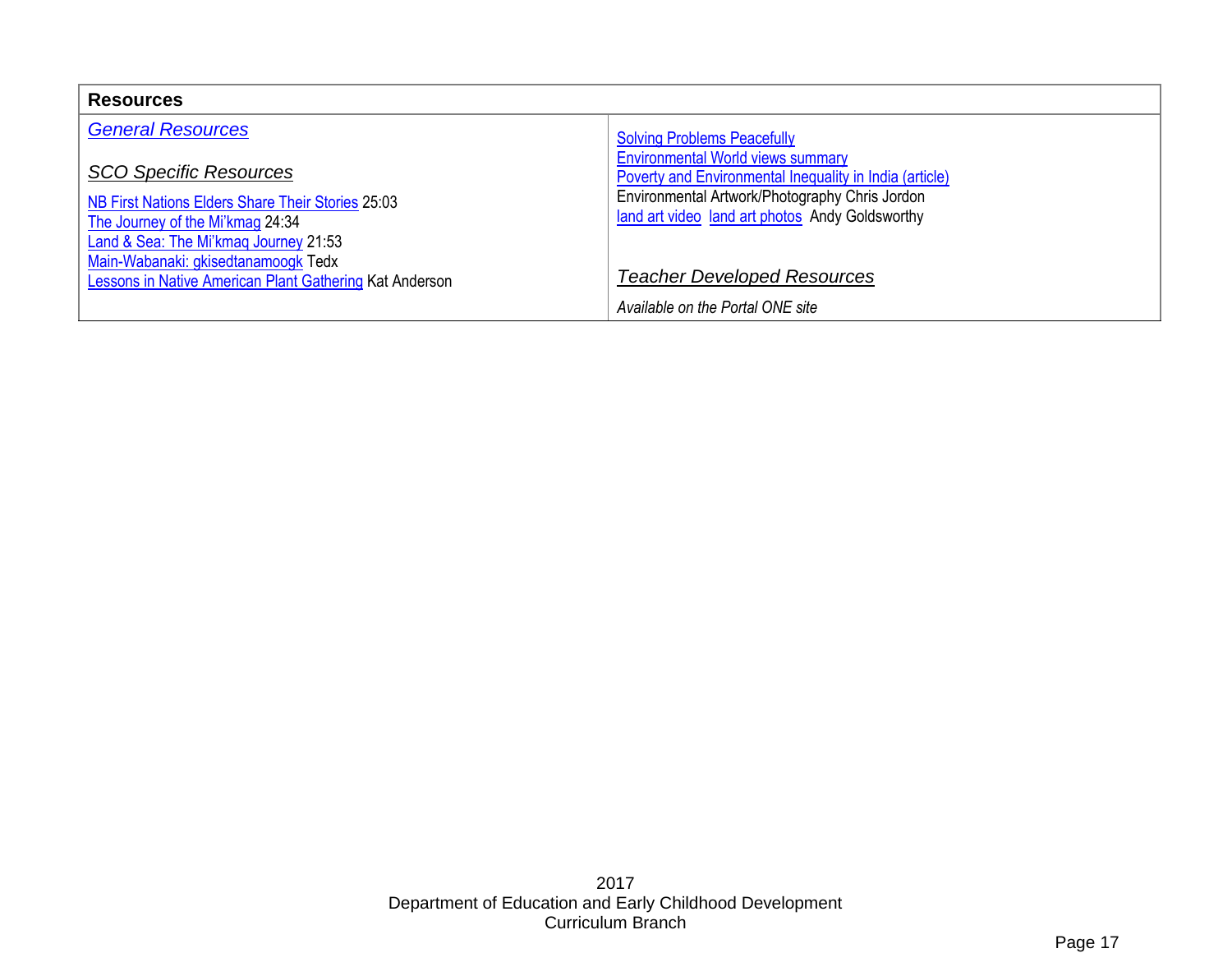| Resources | |
|---|---|
| *General Resources*<br><br>*SCO Specific Resources*<br><br>NB First Nations Elders Share Their Stories 25:03<br>The Journey of the Mi'kmag 24:34<br>Land & Sea: The Mi'kmaq Journey 21:53<br>Main-Wabanaki: gkisedtanamoogk Tedx<br>Lessons in Native American Plant Gathering Kat Anderson | Solving Problems Peacefully<br>Environmental World views summary<br>Poverty and Environmental Inequality in India (article)<br>Environmental Artwork/Photography Chris Jordon<br>land art video land art photos Andy Goldsworthy<br><br>*Teacher Developed Resources*<br><br>*Available on the Portal ONE site* |

2017
Department of Education and Early Childhood Development
Curriculum Branch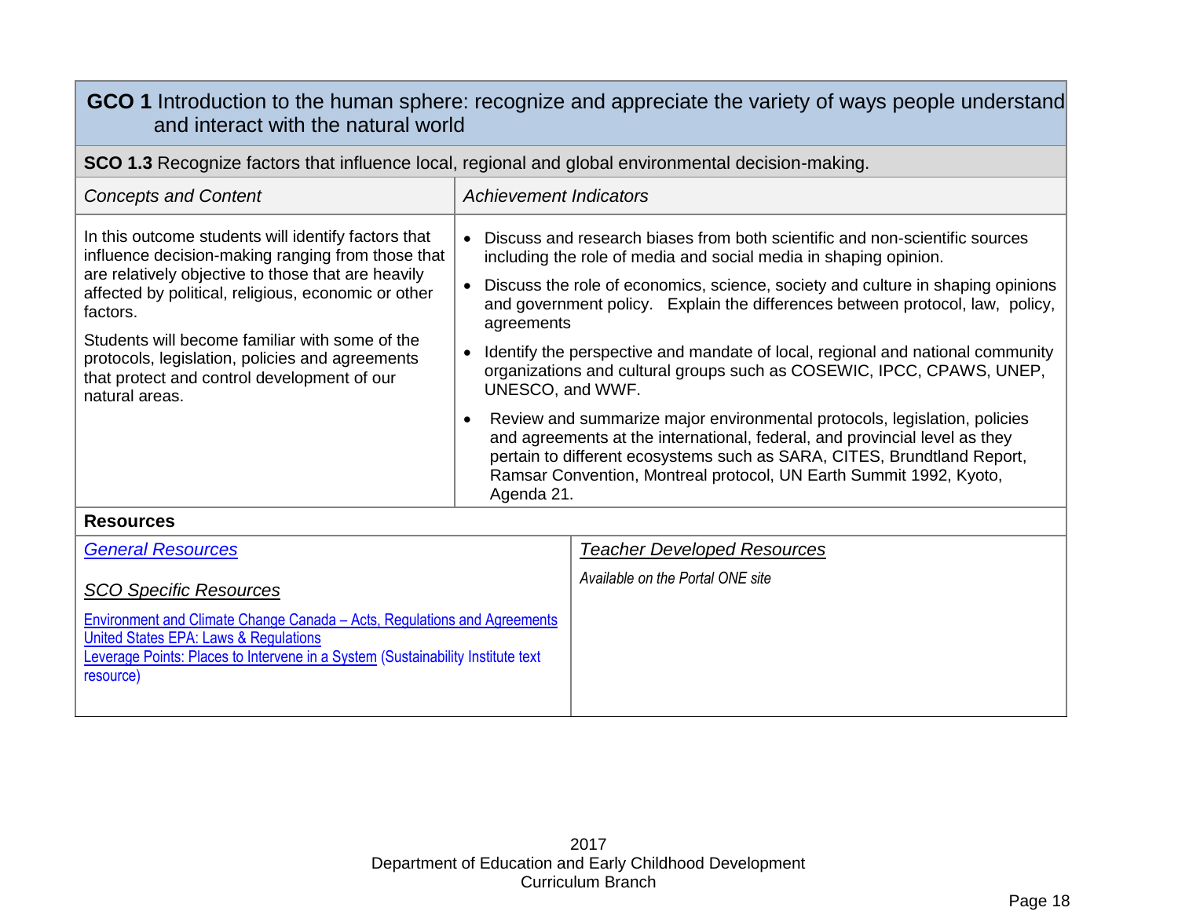## GCO 1 Introduction to the human sphere: recognize and appreciate the variety of ways people understand and interact with the natural world

**SCO 1.3** Recognize factors that influence local, regional and global environmental decision-making.

| *Concepts and Content* | *Achievement Indicators* |
|---|---|
| In this outcome students will identify factors that influence decision-making ranging from those that are relatively objective to those that are heavily affected by political, religious, economic or other factors.<br><br>Students will become familiar with some of the protocols, legislation, policies and agreements that protect and control development of our natural areas. | • Discuss and research biases from both scientific and non-scientific sources including the role of media and social media in shaping opinion.<br>• Discuss the role of economics, science, society and culture in shaping opinions and government policy. Explain the differences between protocol, law, policy, agreements<br>• Identify the perspective and mandate of local, regional and national community organizations and cultural groups such as COSEWIC, IPCC, CPAWS, UNEP, UNESCO, and WWF.<br>• Review and summarize major environmental protocols, legislation, policies and agreements at the international, federal, and provincial level as they pertain to different ecosystems such as SARA, CITES, Brundtland Report, Ramsar Convention, Montreal protocol, UN Earth Summit 1992, Kyoto, Agenda 21. |

**Resources**

| *General Resources* | *Teacher Developed Resources* |
|---|---|
| *SCO Specific Resources*<br><br>Environment and Climate Change Canada – Acts, Regulations and Agreements<br>United States EPA: Laws & Regulations<br>Leverage Points: Places to Intervene in a System (Sustainability Institute text resource) | *Available on the Portal ONE site* |

2017
Department of Education and Early Childhood Development
Curriculum Branch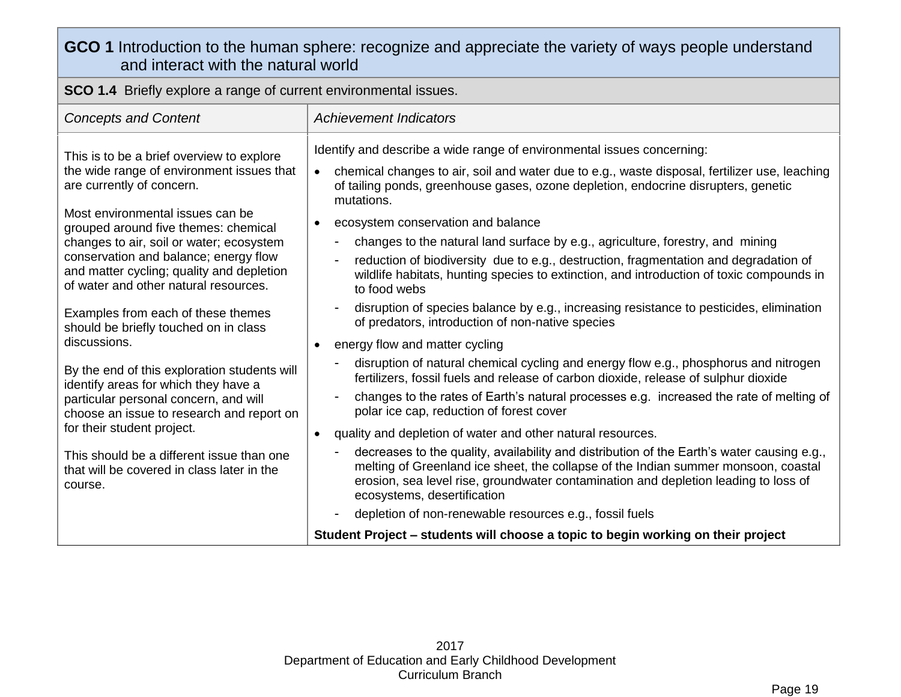## GCO 1 Introduction to the human sphere: recognize and appreciate the variety of ways people understand and interact with the natural world

### SCO 1.4 Briefly explore a range of current environmental issues.

| *Concepts and Content* | *Achievement Indicators* |
|---|---|
| This is to be a brief overview to explore the wide range of environment issues that are currently of concern.<br><br>Most environmental issues can be grouped around five themes: chemical changes to air, soil or water; ecosystem conservation and balance; energy flow and matter cycling; quality and depletion of water and other natural resources.<br><br>Examples from each of these themes should be briefly touched on in class discussions.<br><br>By the end of this exploration students will identify areas for which they have a particular personal concern, and will choose an issue to research and report on for their student project.<br><br>This should be a different issue than one that will be covered in class later in the course. | Identify and describe a wide range of environmental issues concerning:<br><br>• chemical changes to air, soil and water due to e.g., waste disposal, fertilizer use, leaching of tailing ponds, greenhouse gases, ozone depletion, endocrine disrupters, genetic mutations.<br><br>• ecosystem conservation and balance<br>- changes to the natural land surface by e.g., agriculture, forestry, and mining<br>- reduction of biodiversity due to e.g., destruction, fragmentation and degradation of wildlife habitats, hunting species to extinction, and introduction of toxic compounds in to food webs<br>- disruption of species balance by e.g., increasing resistance to pesticides, elimination of predators, introduction of non-native species<br><br>• energy flow and matter cycling<br>- disruption of natural chemical cycling and energy flow e.g., phosphorus and nitrogen fertilizers, fossil fuels and release of carbon dioxide, release of sulphur dioxide<br>- changes to the rates of Earth's natural processes e.g. increased the rate of melting of polar ice cap, reduction of forest cover<br><br>• quality and depletion of water and other natural resources.<br>- decreases to the quality, availability and distribution of the Earth's water causing e.g., melting of Greenland ice sheet, the collapse of the Indian summer monsoon, coastal erosion, sea level rise, groundwater contamination and depletion leading to loss of ecosystems, desertification<br>- depletion of non-renewable resources e.g., fossil fuels<br><br>**Student Project – students will choose a topic to begin working on their project** |

2017
Department of Education and Early Childhood Development
Curriculum Branch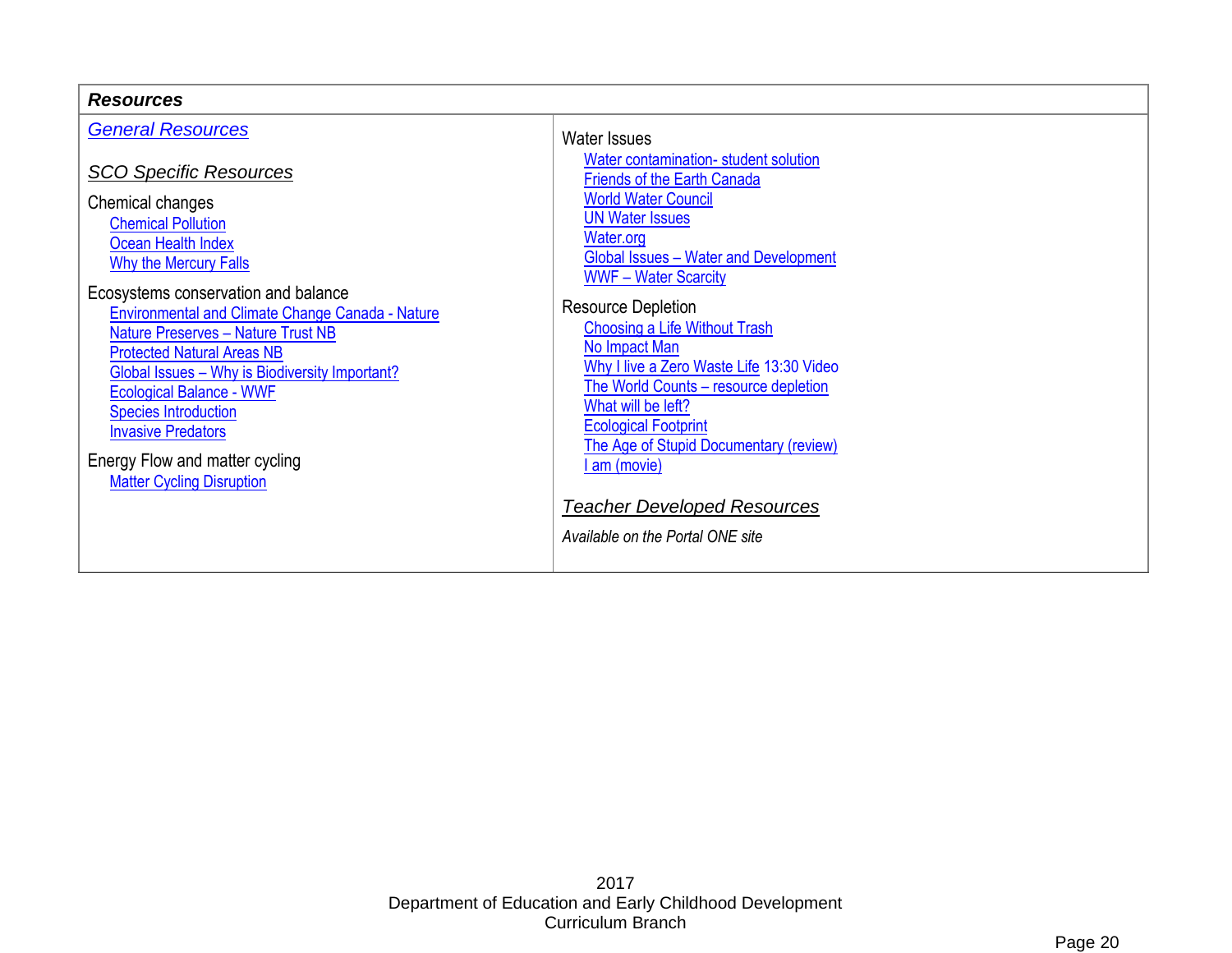## *Resources*

*General Resources*

*SCO Specific Resources*

Chemical changes

- Chemical Pollution
- Ocean Health Index
- Why the Mercury Falls

Ecosystems conservation and balance

- Environmental and Climate Change Canada - Nature
- Nature Preserves – Nature Trust NB
- Protected Natural Areas NB
- Global Issues – Why is Biodiversity Important?
- Ecological Balance - WWF
- Species Introduction
- Invasive Predators

Energy Flow and matter cycling

- Matter Cycling Disruption

Water Issues

- Water contamination- student solution
- Friends of the Earth Canada
- World Water Council
- UN Water Issues
- Water.org
- Global Issues – Water and Development
- WWF – Water Scarcity

Resource Depletion

- Choosing a Life Without Trash
- No Impact Man
- Why I live a Zero Waste Life 13:30 Video
- The World Counts – resource depletion
- What will be left?
- Ecological Footprint
- The Age of Stupid Documentary (review)
- I am (movie)

*Teacher Developed Resources*

*Available on the Portal ONE site*

2017
Department of Education and Early Childhood Development
Curriculum Branch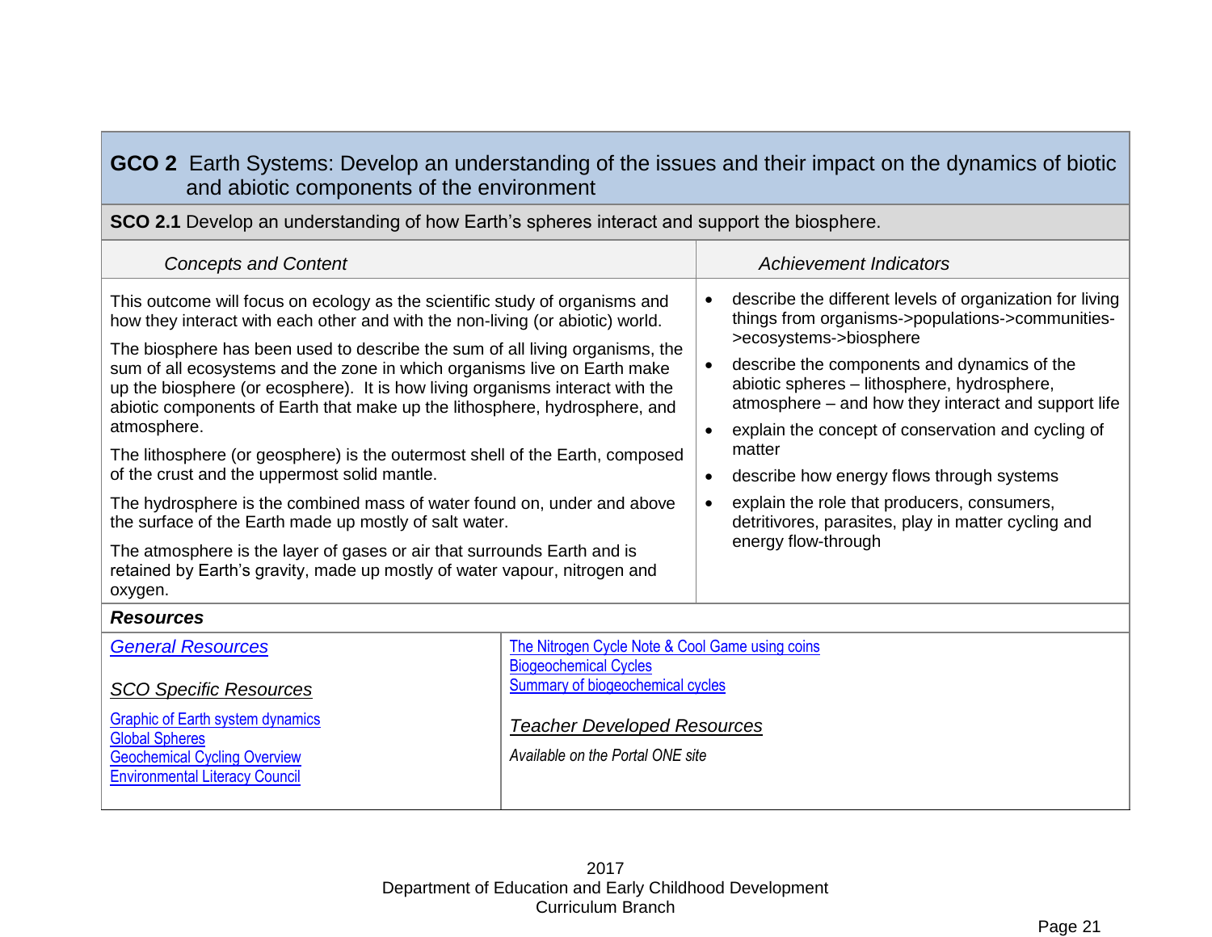## GCO 2 Earth Systems: Develop an understanding of the issues and their impact on the dynamics of biotic and abiotic components of the environment

**SCO 2.1** Develop an understanding of how Earth's spheres interact and support the biosphere.

| *Concepts and Content* | *Achievement Indicators* |
|---|---|
| This outcome will focus on ecology as the scientific study of organisms and how they interact with each other and with the non-living (or abiotic) world.<br><br>The biosphere has been used to describe the sum of all living organisms, the sum of all ecosystems and the zone in which organisms live on Earth make up the biosphere (or ecosphere). It is how living organisms interact with the abiotic components of Earth that make up the lithosphere, hydrosphere, and atmosphere.<br><br>The lithosphere (or geosphere) is the outermost shell of the Earth, composed of the crust and the uppermost solid mantle.<br><br>The hydrosphere is the combined mass of water found on, under and above the surface of the Earth made up mostly of salt water.<br><br>The atmosphere is the layer of gases or air that surrounds Earth and is retained by Earth's gravity, made up mostly of water vapour, nitrogen and oxygen. | • describe the different levels of organization for living things from organisms->populations->communities->ecosystems->biosphere<br>• describe the components and dynamics of the abiotic spheres – lithosphere, hydrosphere, atmosphere – and how they interact and support life<br>• explain the concept of conservation and cycling of matter<br>• describe how energy flows through systems<br>• explain the role that producers, consumers, detritivores, parasites, play in matter cycling and energy flow-through |

### *Resources*

*General Resources*

*SCO Specific Resources*

Graphic of Earth system dynamics
Global Spheres
Geochemical Cycling Overview
Environmental Literacy Council
The Nitrogen Cycle Note & Cool Game using coins
Biogeochemical Cycles
Summary of biogeochemical cycles

*Teacher Developed Resources*

*Available on the Portal ONE site*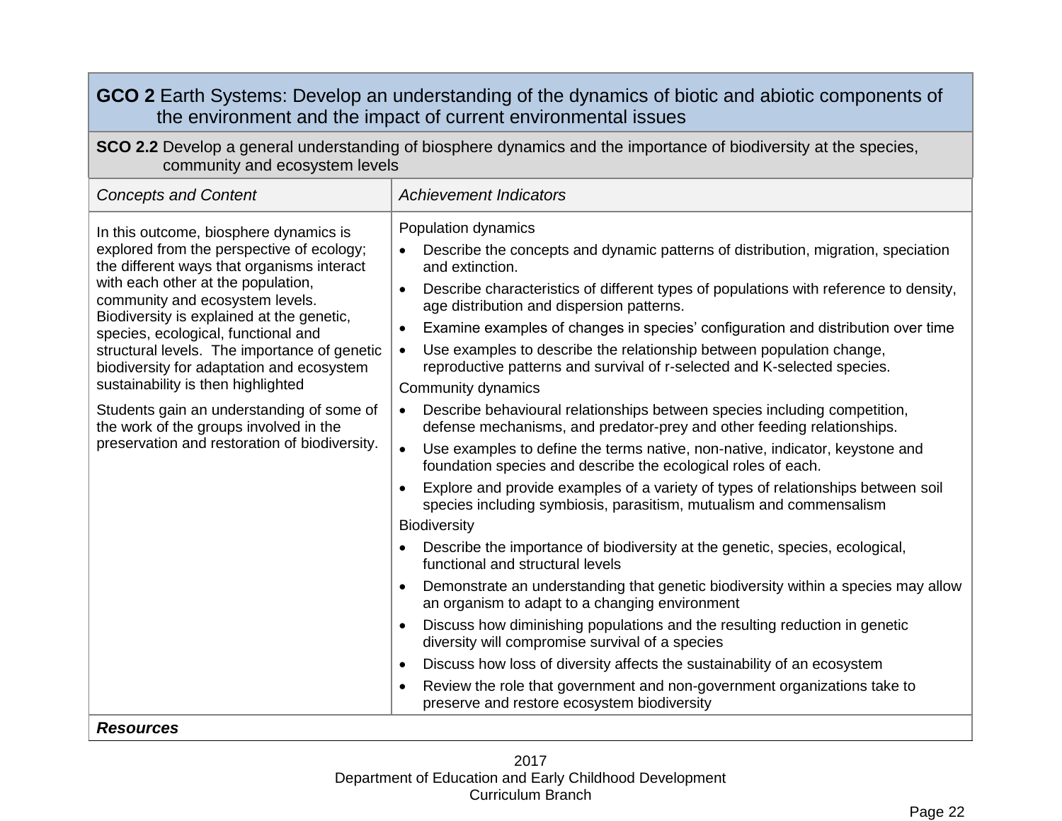**GCO 2** Earth Systems: Develop an understanding of the dynamics of biotic and abiotic components of the environment and the impact of current environmental issues

**SCO 2.2** Develop a general understanding of biosphere dynamics and the importance of biodiversity at the species, community and ecosystem levels

| *Concepts and Content* | *Achievement Indicators* |
|---|---|
| In this outcome, biosphere dynamics is explored from the perspective of ecology; the different ways that organisms interact with each other at the population, community and ecosystem levels. Biodiversity is explained at the genetic, species, ecological, functional and structural levels. The importance of genetic biodiversity for adaptation and ecosystem sustainability is then highlighted<br><br>Students gain an understanding of some of the work of the groups involved in the preservation and restoration of biodiversity. | Population dynamics<br>• Describe the concepts and dynamic patterns of distribution, migration, speciation and extinction.<br>• Describe characteristics of different types of populations with reference to density, age distribution and dispersion patterns.<br>• Examine examples of changes in species' configuration and distribution over time<br>• Use examples to describe the relationship between population change, reproductive patterns and survival of r-selected and K-selected species.<br>Community dynamics<br>• Describe behavioural relationships between species including competition, defense mechanisms, and predator-prey and other feeding relationships.<br>• Use examples to define the terms native, non-native, indicator, keystone and foundation species and describe the ecological roles of each.<br>• Explore and provide examples of a variety of types of relationships between soil species including symbiosis, parasitism, mutualism and commensalism<br>Biodiversity<br>• Describe the importance of biodiversity at the genetic, species, ecological, functional and structural levels<br>• Demonstrate an understanding that genetic biodiversity within a species may allow an organism to adapt to a changing environment<br>• Discuss how diminishing populations and the resulting reduction in genetic diversity will compromise survival of a species<br>• Discuss how loss of diversity affects the sustainability of an ecosystem<br>• Review the role that government and non-government organizations take to preserve and restore ecosystem biodiversity |

***Resources***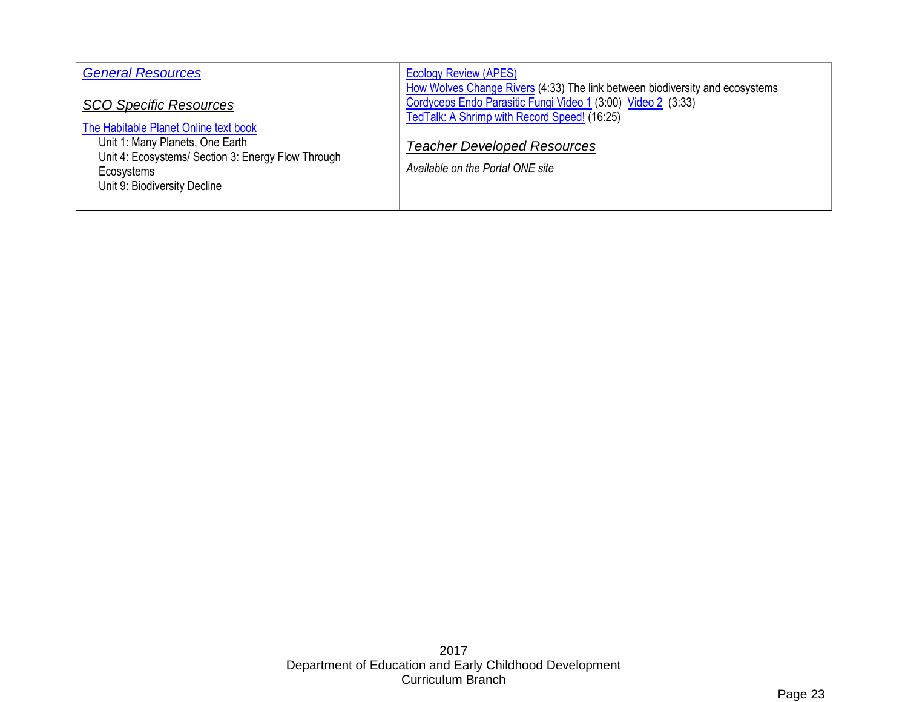| *General Resources*<br><br>*SCO Specific Resources*<br><br>The Habitable Planet Online text book<br>Unit 1: Many Planets, One Earth<br>Unit 4: Ecosystems/ Section 3: Energy Flow Through Ecosystems<br>Unit 9: Biodiversity Decline | Ecology Review (APES)<br>How Wolves Change Rivers (4:33) The link between biodiversity and ecosystems<br>Cordyceps Endo Parasitic Fungi Video 1 (3:00) Video 2 (3:33)<br>TedTalk: A Shrimp with Record Speed! (16:25)<br><br>*Teacher Developed Resources*<br><br>*Available on the Portal ONE site* |
|---|---|

2017
Department of Education and Early Childhood Development
Curriculum Branch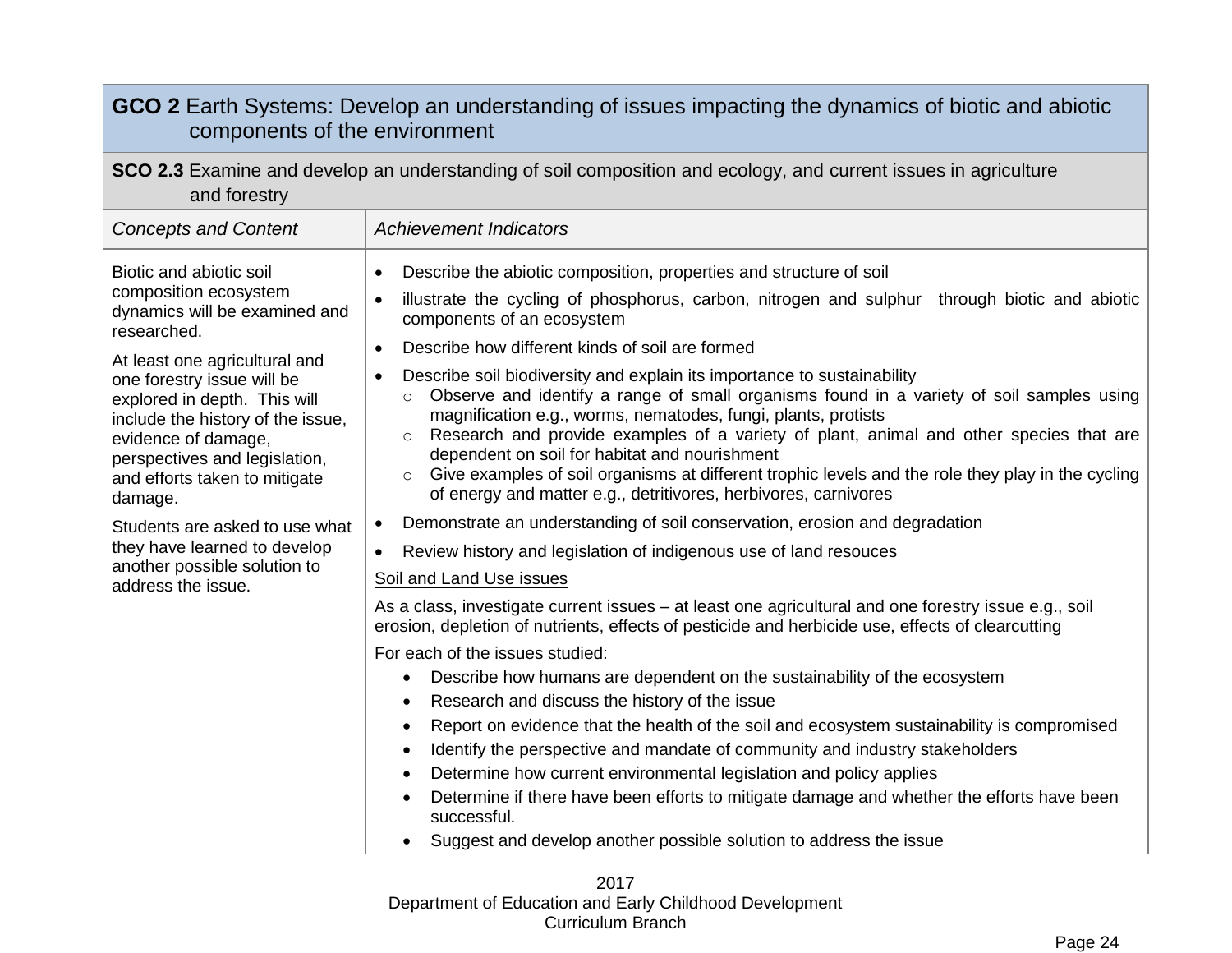| **GCO 2** Earth Systems: Develop an understanding of issues impacting the dynamics of biotic and abiotic components of the environment | |
|---|---|
| **SCO 2.3** Examine and develop an understanding of soil composition and ecology, and current issues in agriculture and forestry | |
| *Concepts and Content* | *Achievement Indicators* |
| Biotic and abiotic soil composition ecosystem dynamics will be examined and researched.<br><br>At least one agricultural and one forestry issue will be explored in depth. This will include the history of the issue, evidence of damage, perspectives and legislation, and efforts taken to mitigate damage.<br><br>Students are asked to use what they have learned to develop another possible solution to address the issue. | • Describe the abiotic composition, properties and structure of soil<br>• illustrate the cycling of phosphorus, carbon, nitrogen and sulphur through biotic and abiotic components of an ecosystem<br>• Describe how different kinds of soil are formed<br>• Describe soil biodiversity and explain its importance to sustainability<br>&nbsp;&nbsp;○ Observe and identify a range of small organisms found in a variety of soil samples using magnification e.g., worms, nematodes, fungi, plants, protists<br>&nbsp;&nbsp;○ Research and provide examples of a variety of plant, animal and other species that are dependent on soil for habitat and nourishment<br>&nbsp;&nbsp;○ Give examples of soil organisms at different trophic levels and the role they play in the cycling of energy and matter e.g., detritivores, herbivores, carnivores<br>• Demonstrate an understanding of soil conservation, erosion and degradation<br>• Review history and legislation of indigenous use of land resouces<br><br><u>Soil and Land Use issues</u><br><br>As a class, investigate current issues – at least one agricultural and one forestry issue e.g., soil erosion, depletion of nutrients, effects of pesticide and herbicide use, effects of clearcutting<br><br>For each of the issues studied:<br>• Describe how humans are dependent on the sustainability of the ecosystem<br>• Research and discuss the history of the issue<br>• Report on evidence that the health of the soil and ecosystem sustainability is compromised<br>• Identify the perspective and mandate of community and industry stakeholders<br>• Determine how current environmental legislation and policy applies<br>• Determine if there have been efforts to mitigate damage and whether the efforts have been successful.<br>• Suggest and develop another possible solution to address the issue |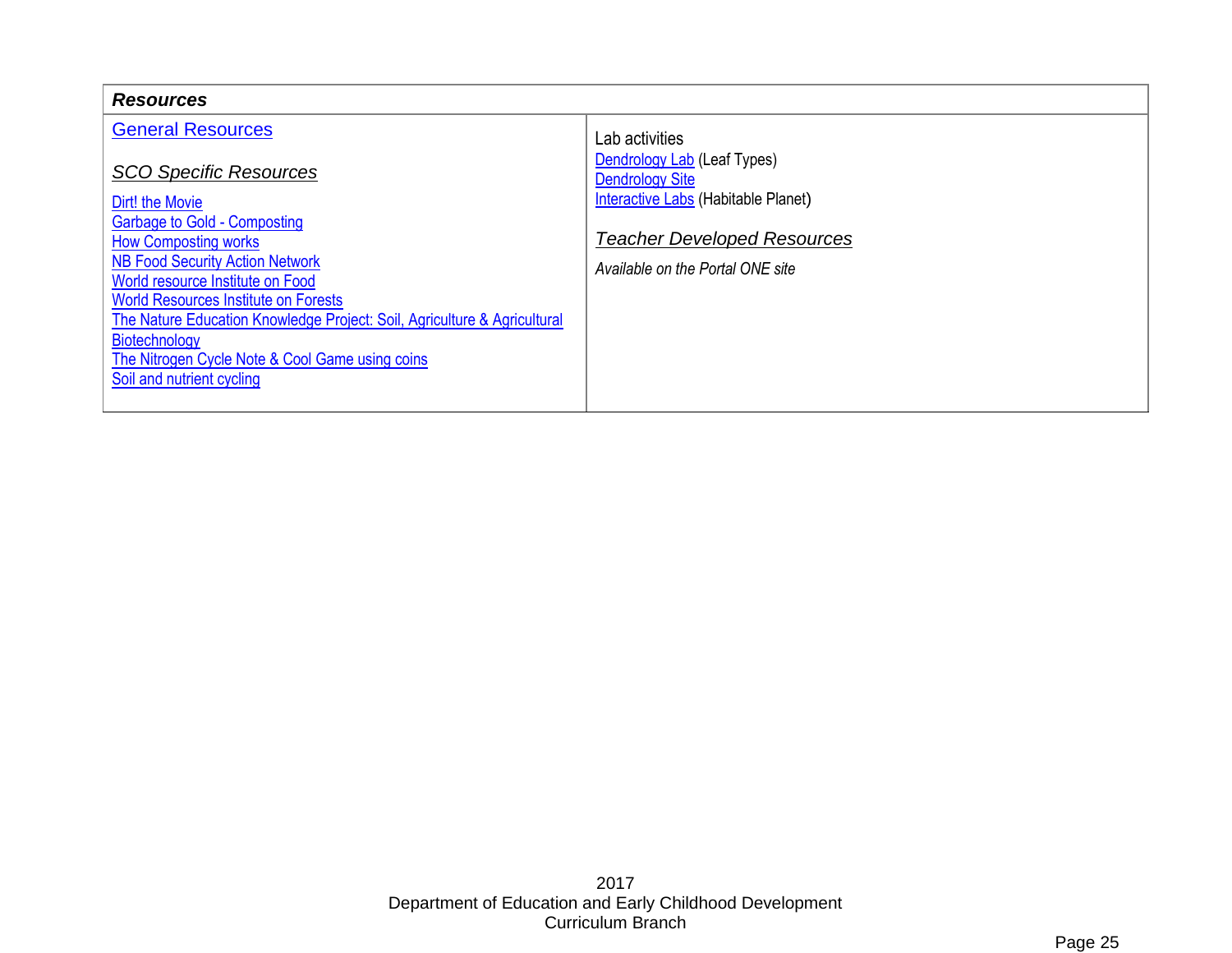| ***Resources*** | |
|---|---|
| General Resources<br><br>*SCO Specific Resources*<br><br>Dirt! the Movie<br>Garbage to Gold - Composting<br>How Composting works<br>NB Food Security Action Network<br>World resource Institute on Food<br>World Resources Institute on Forests<br>The Nature Education Knowledge Project: Soil, Agriculture & Agricultural Biotechnology<br>The Nitrogen Cycle Note & Cool Game using coins<br>Soil and nutrient cycling | Lab activities<br>Dendrology Lab (Leaf Types)<br>Dendrology Site<br>Interactive Labs (Habitable Planet)<br><br>*Teacher Developed Resources*<br><br>*Available on the Portal ONE site* |

2017
Department of Education and Early Childhood Development
Curriculum Branch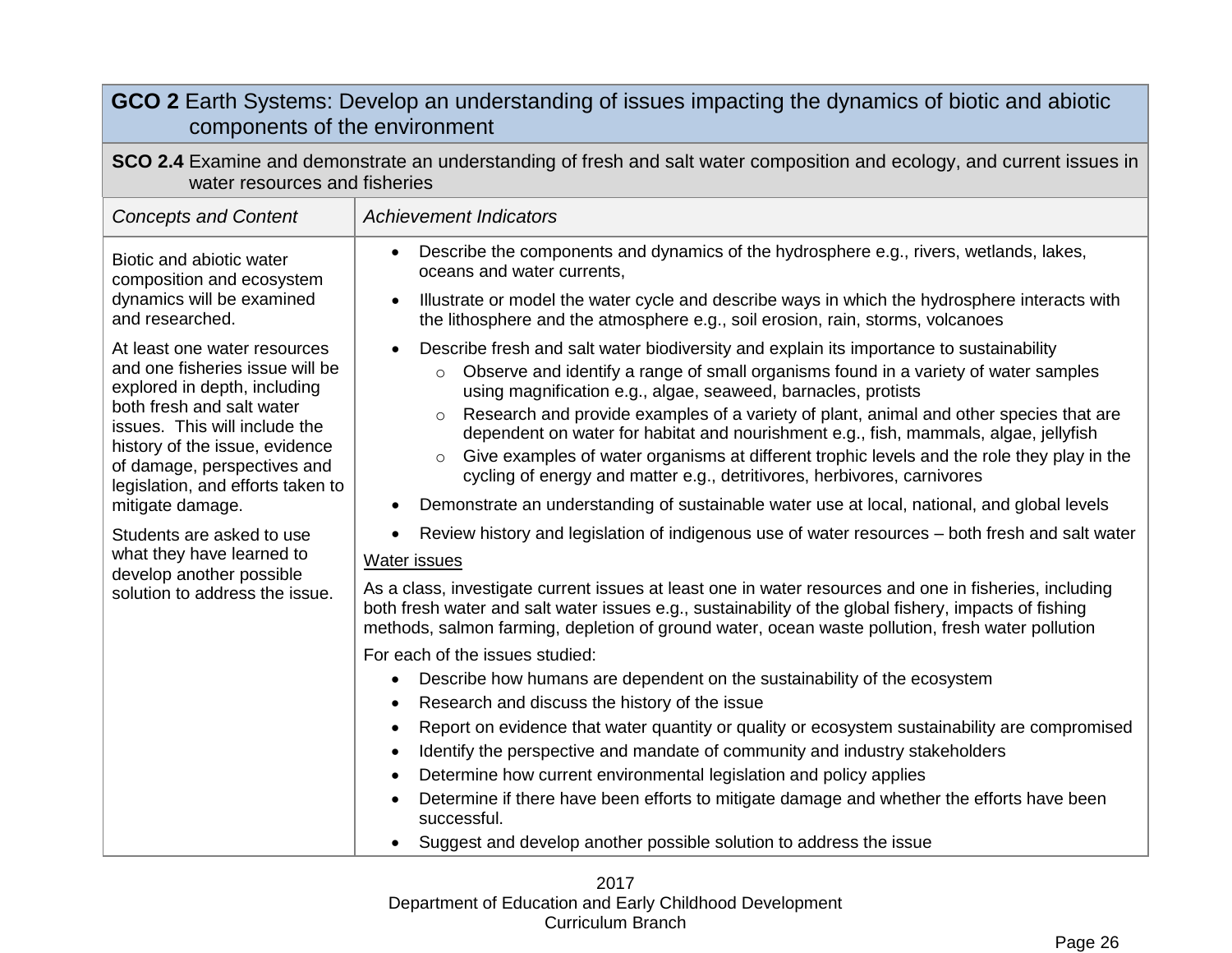**GCO 2** Earth Systems: Develop an understanding of issues impacting the dynamics of biotic and abiotic components of the environment

**SCO 2.4** Examine and demonstrate an understanding of fresh and salt water composition and ecology, and current issues in water resources and fisheries

| *Concepts and Content* | *Achievement Indicators* |
|---|---|
| Biotic and abiotic water composition and ecosystem dynamics will be examined and researched.<br><br>At least one water resources and one fisheries issue will be explored in depth, including both fresh and salt water issues. This will include the history of the issue, evidence of damage, perspectives and legislation, and efforts taken to mitigate damage.<br><br>Students are asked to use what they have learned to develop another possible solution to address the issue. | • Describe the components and dynamics of the hydrosphere e.g., rivers, wetlands, lakes, oceans and water currents,<br>• Illustrate or model the water cycle and describe ways in which the hydrosphere interacts with the lithosphere and the atmosphere e.g., soil erosion, rain, storms, volcanoes<br>• Describe fresh and salt water biodiversity and explain its importance to sustainability<br>&nbsp;&nbsp;&nbsp;&nbsp;○ Observe and identify a range of small organisms found in a variety of water samples using magnification e.g., algae, seaweed, barnacles, protists<br>&nbsp;&nbsp;&nbsp;&nbsp;○ Research and provide examples of a variety of plant, animal and other species that are dependent on water for habitat and nourishment e.g., fish, mammals, algae, jellyfish<br>&nbsp;&nbsp;&nbsp;&nbsp;○ Give examples of water organisms at different trophic levels and the role they play in the cycling of energy and matter e.g., detritivores, herbivores, carnivores<br>• Demonstrate an understanding of sustainable water use at local, national, and global levels<br>• Review history and legislation of indigenous use of water resources – both fresh and salt water<br><br><u>Water issues</u><br><br>As a class, investigate current issues at least one in water resources and one in fisheries, including both fresh water and salt water issues e.g., sustainability of the global fishery, impacts of fishing methods, salmon farming, depletion of ground water, ocean waste pollution, fresh water pollution<br><br>For each of the issues studied:<br>• Describe how humans are dependent on the sustainability of the ecosystem<br>• Research and discuss the history of the issue<br>• Report on evidence that water quantity or quality or ecosystem sustainability are compromised<br>• Identify the perspective and mandate of community and industry stakeholders<br>• Determine how current environmental legislation and policy applies<br>• Determine if there have been efforts to mitigate damage and whether the efforts have been successful.<br>• Suggest and develop another possible solution to address the issue |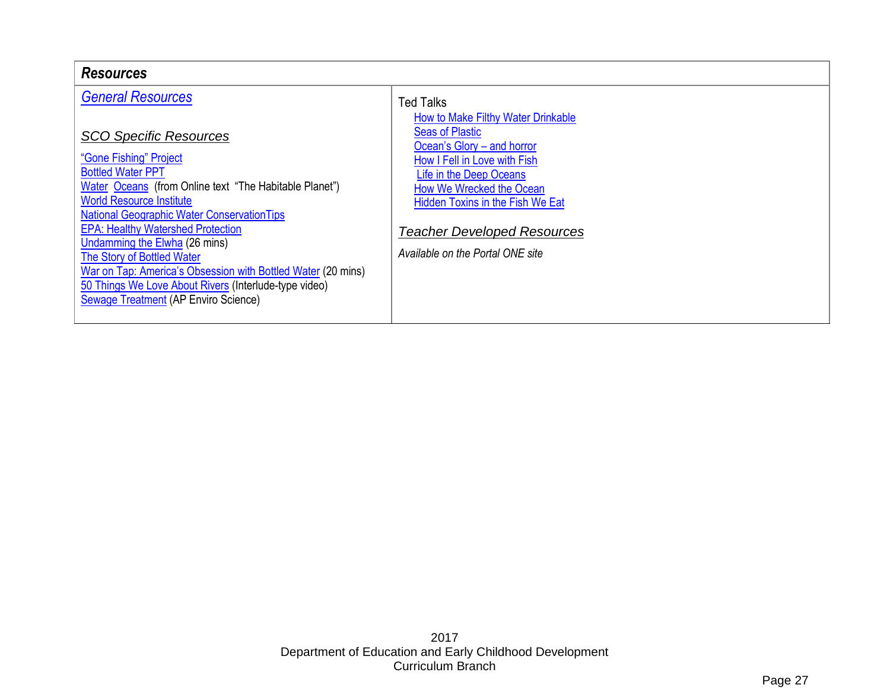## *Resources*

| *General Resources* | Ted Talks |
|---|---|
| ***SCO Specific Resources*** | How to Make Filthy Water Drinkable |
| "Gone Fishing" Project | Seas of Plastic |
| Bottled Water PPT | Ocean's Glory – and horror |
| Water Oceans (from Online text "The Habitable Planet") | How I Fell in Love with Fish |
| World Resource Institute | Life in the Deep Oceans |
| National Geographic Water ConservationTips | How We Wrecked the Ocean |
| EPA: Healthy Watershed Protection | Hidden Toxins in the Fish We Eat |
| Undamming the Elwha (26 mins) | ***Teacher Developed Resources*** |
| The Story of Bottled Water | *Available on the Portal ONE site* |
| War on Tap: America's Obsession with Bottled Water (20 mins) | |
| 50 Things We Love About Rivers (Interlude-type video) | |
| Sewage Treatment (AP Enviro Science) | |

2017
Department of Education and Early Childhood Development
Curriculum Branch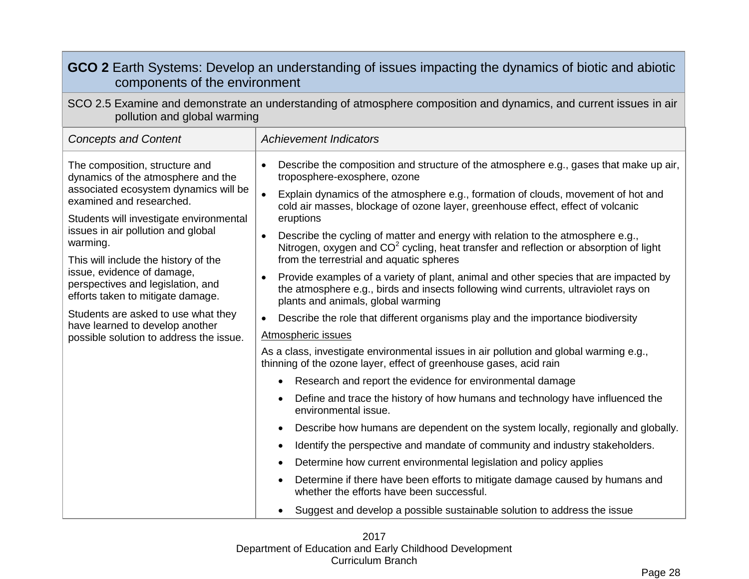**GCO 2** Earth Systems: Develop an understanding of issues impacting the dynamics of biotic and abiotic components of the environment

SCO 2.5 Examine and demonstrate an understanding of atmosphere composition and dynamics, and current issues in air pollution and global warming

| *Concepts and Content* | *Achievement Indicators* |
|---|---|
| The composition, structure and dynamics of the atmosphere and the associated ecosystem dynamics will be examined and researched.<br><br>Students will investigate environmental issues in air pollution and global warming.<br><br>This will include the history of the issue, evidence of damage, perspectives and legislation, and efforts taken to mitigate damage.<br><br>Students are asked to use what they have learned to develop another possible solution to address the issue. | • Describe the composition and structure of the atmosphere e.g., gases that make up air, troposphere-exosphere, ozone<br>• Explain dynamics of the atmosphere e.g., formation of clouds, movement of hot and cold air masses, blockage of ozone layer, greenhouse effect, effect of volcanic eruptions<br>• Describe the cycling of matter and energy with relation to the atmosphere e.g., Nitrogen, oxygen and $CO^2$ cycling, heat transfer and reflection or absorption of light from the terrestrial and aquatic spheres<br>• Provide examples of a variety of plant, animal and other species that are impacted by the atmosphere e.g., birds and insects following wind currents, ultraviolet rays on plants and animals, global warming<br>• Describe the role that different organisms play and the importance biodiversity<br><br><u>Atmospheric issues</u><br><br>As a class, investigate environmental issues in air pollution and global warming e.g., thinning of the ozone layer, effect of greenhouse gases, acid rain<br>• Research and report the evidence for environmental damage<br>• Define and trace the history of how humans and technology have influenced the environmental issue.<br>• Describe how humans are dependent on the system locally, regionally and globally.<br>• Identify the perspective and mandate of community and industry stakeholders.<br>• Determine how current environmental legislation and policy applies<br>• Determine if there have been efforts to mitigate damage caused by humans and whether the efforts have been successful.<br>• Suggest and develop a possible sustainable solution to address the issue |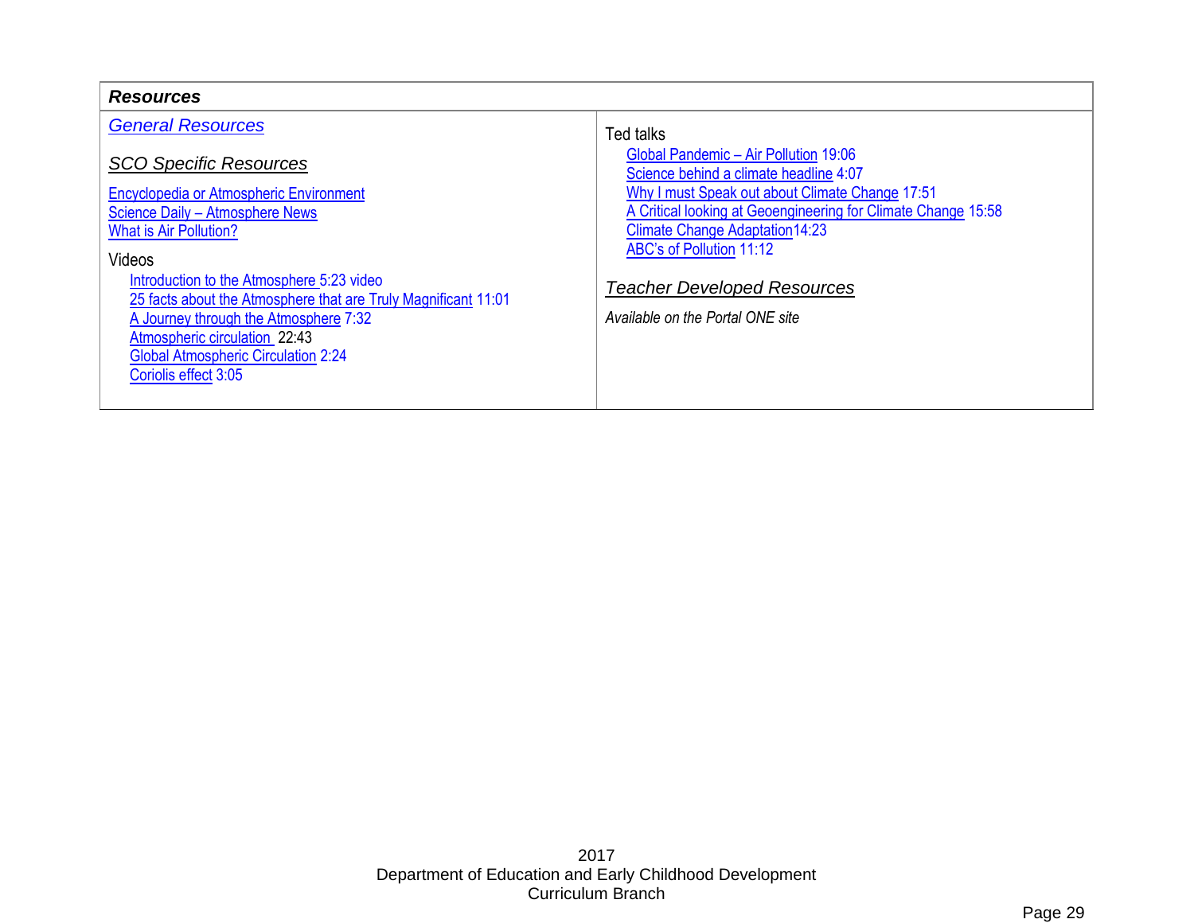**_Resources_**

*General Resources*

*SCO Specific Resources*

Encyclopedia or Atmospheric Environment
Science Daily – Atmosphere News
What is Air Pollution?

Videos

- Introduction to the Atmosphere 5:23 video
- 25 facts about the Atmosphere that are Truly Magnificant 11:01
- A Journey through the Atmosphere 7:32
- Atmospheric circulation 22:43
- Global Atmospheric Circulation 2:24
- Coriolis effect 3:05

Ted talks

- Global Pandemic – Air Pollution 19:06
- Science behind a climate headline 4:07
- Why I must Speak out about Climate Change 17:51
- A Critical looking at Geoengineering for Climate Change 15:58
- Climate Change Adaptation14:23
- ABC's of Pollution 11:12

*Teacher Developed Resources*

*Available on the Portal ONE site*

2017
Department of Education and Early Childhood Development
Curriculum Branch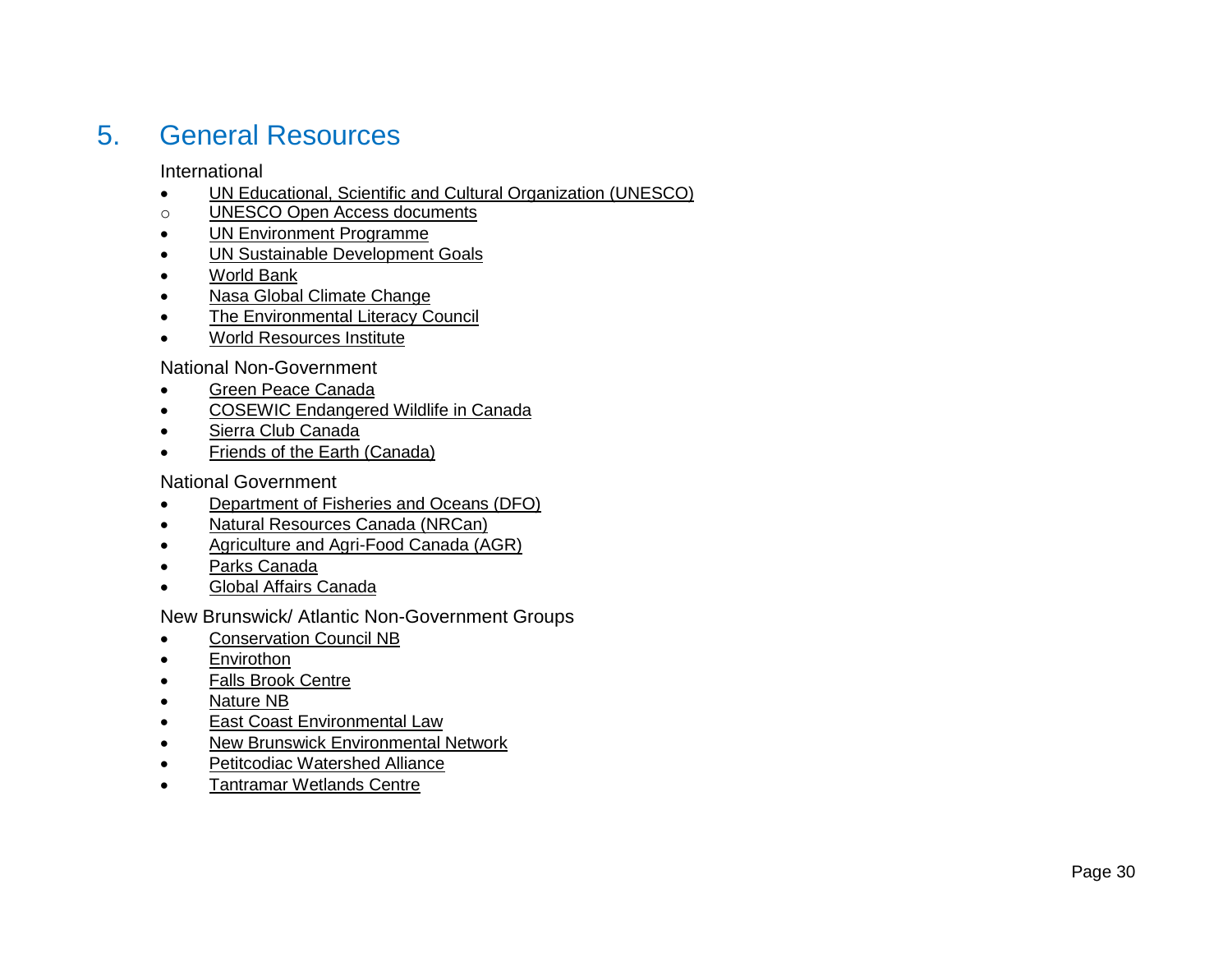# 5. General Resources

International

- UN Educational, Scientific and Cultural Organization (UNESCO)
  - UNESCO Open Access documents
- UN Environment Programme
- UN Sustainable Development Goals
- World Bank
- Nasa Global Climate Change
- The Environmental Literacy Council
- World Resources Institute

National Non-Government

- Green Peace Canada
- COSEWIC Endangered Wildlife in Canada
- Sierra Club Canada
- Friends of the Earth (Canada)

National Government

- Department of Fisheries and Oceans (DFO)
- Natural Resources Canada (NRCan)
- Agriculture and Agri-Food Canada (AGR)
- Parks Canada
- Global Affairs Canada

New Brunswick/ Atlantic Non-Government Groups

- Conservation Council NB
- Envirothon
- Falls Brook Centre
- Nature NB
- East Coast Environmental Law
- New Brunswick Environmental Network
- Petitcodiac Watershed Alliance
- Tantramar Wetlands Centre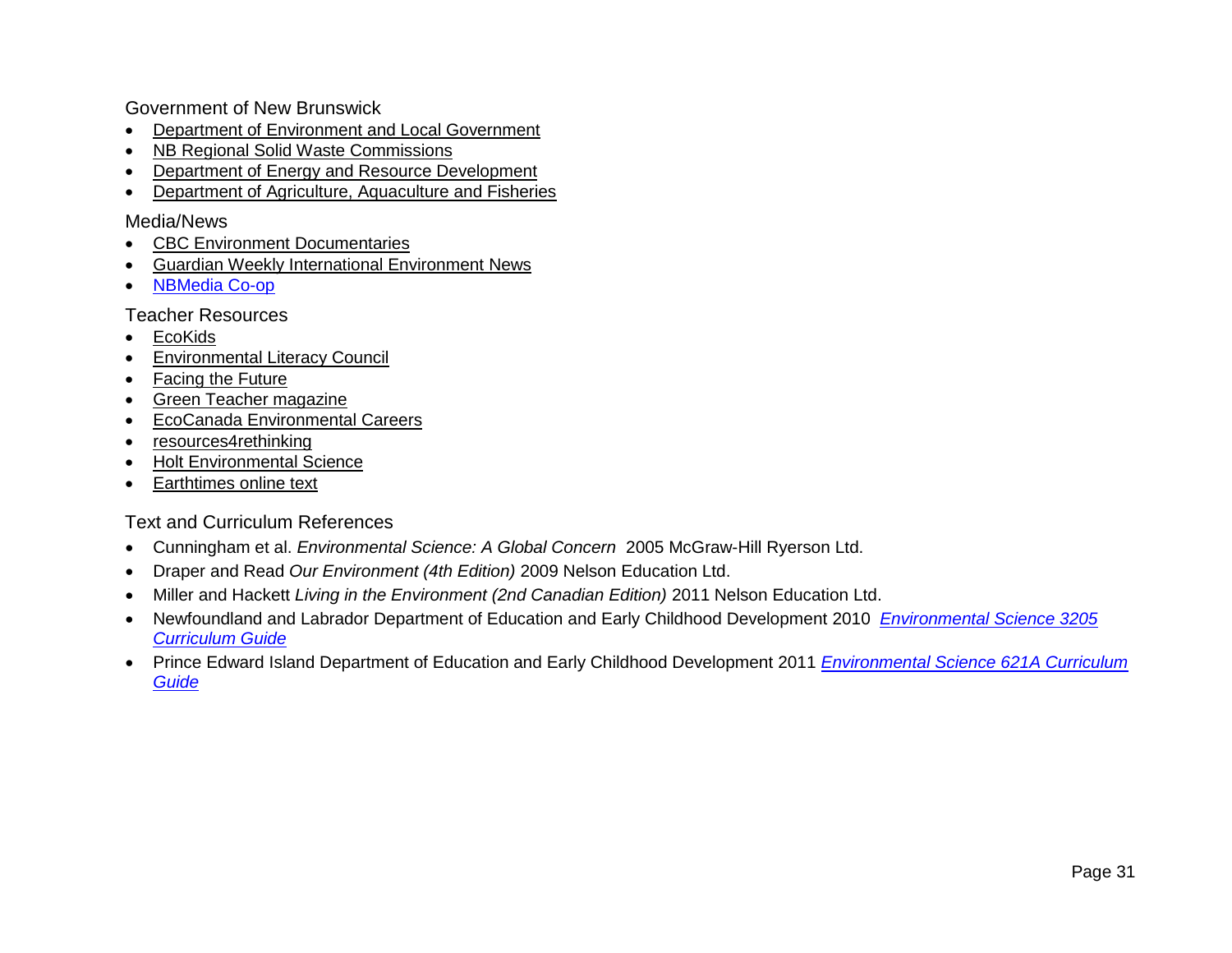Government of New Brunswick

- Department of Environment and Local Government
- NB Regional Solid Waste Commissions
- Department of Energy and Resource Development
- Department of Agriculture, Aquaculture and Fisheries

Media/News

- CBC Environment Documentaries
- Guardian Weekly International Environment News
- NBMedia Co-op

Teacher Resources

- EcoKids
- Environmental Literacy Council
- Facing the Future
- Green Teacher magazine
- EcoCanada Environmental Careers
- resources4rethinking
- Holt Environmental Science
- Earthtimes online text

Text and Curriculum References

- Cunningham et al. *Environmental Science: A Global Concern* 2005 McGraw-Hill Ryerson Ltd.
- Draper and Read *Our Environment (4th Edition)* 2009 Nelson Education Ltd.
- Miller and Hackett *Living in the Environment (2nd Canadian Edition)* 2011 Nelson Education Ltd.
- Newfoundland and Labrador Department of Education and Early Childhood Development 2010 *Environmental Science 3205 Curriculum Guide*
- Prince Edward Island Department of Education and Early Childhood Development 2011 *Environmental Science 621A Curriculum Guide*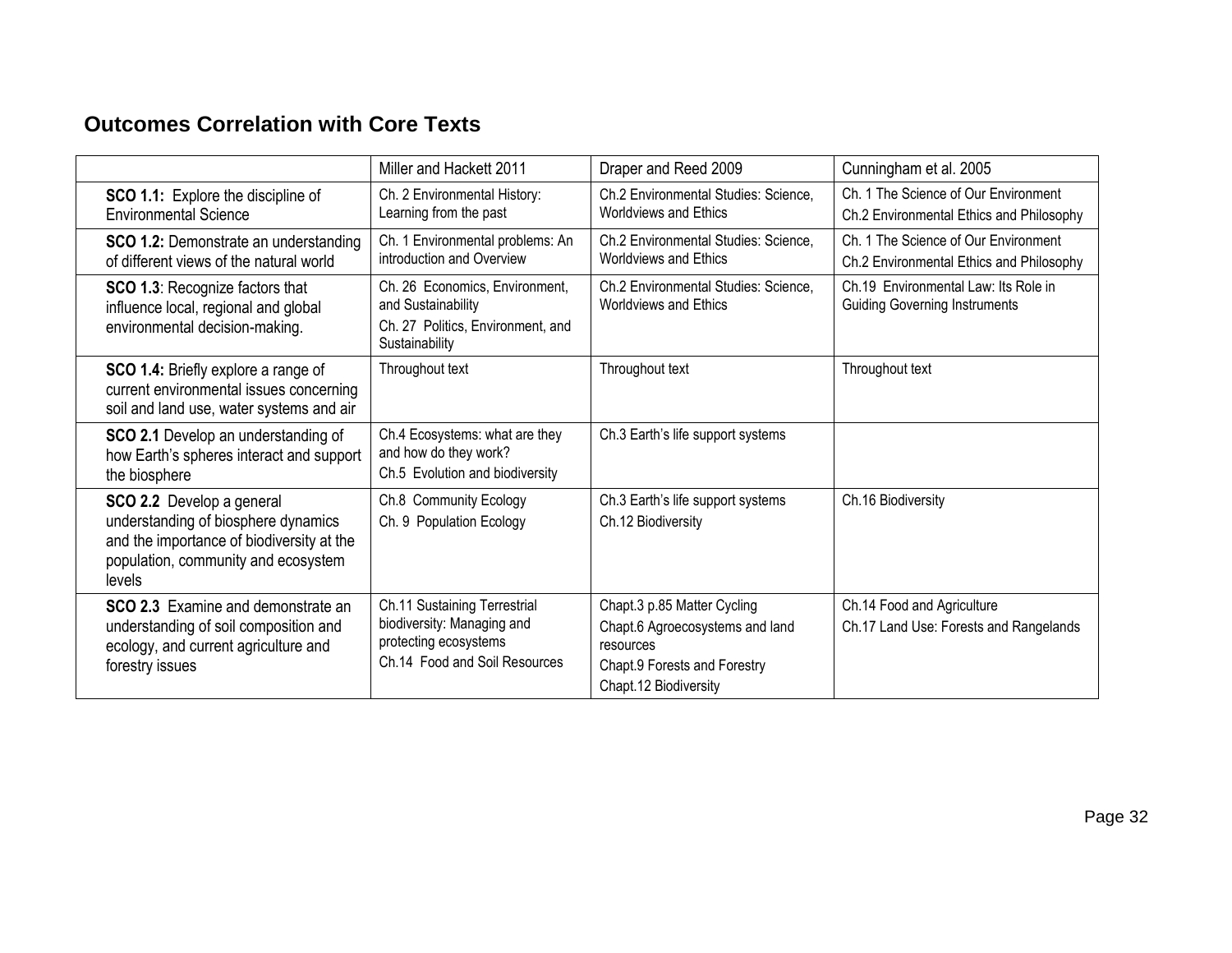## Outcomes Correlation with Core Texts

| | Miller and Hackett 2011 | Draper and Reed 2009 | Cunningham et al. 2005 |
|---|---|---|---|
| **SCO 1.1:** Explore the discipline of Environmental Science | Ch. 2 Environmental History: Learning from the past | Ch.2 Environmental Studies: Science, Worldviews and Ethics | Ch. 1 The Science of Our Environment<br>Ch.2 Environmental Ethics and Philosophy |
| **SCO 1.2:** Demonstrate an understanding of different views of the natural world | Ch. 1 Environmental problems: An introduction and Overview | Ch.2 Environmental Studies: Science, Worldviews and Ethics | Ch. 1 The Science of Our Environment<br>Ch.2 Environmental Ethics and Philosophy |
| **SCO 1.3**: Recognize factors that influence local, regional and global environmental decision-making. | Ch. 26 Economics, Environment, and Sustainability<br>Ch. 27 Politics, Environment, and Sustainability | Ch.2 Environmental Studies: Science, Worldviews and Ethics | Ch.19 Environmental Law: Its Role in Guiding Governing Instruments |
| **SCO 1.4:** Briefly explore a range of current environmental issues concerning soil and land use, water systems and air | Throughout text | Throughout text | Throughout text |
| **SCO 2.1** Develop an understanding of how Earth's spheres interact and support the biosphere | Ch.4 Ecosystems: what are they and how do they work?<br>Ch.5 Evolution and biodiversity | Ch.3 Earth's life support systems | |
| **SCO 2.2** Develop a general understanding of biosphere dynamics and the importance of biodiversity at the population, community and ecosystem levels | Ch.8 Community Ecology<br>Ch. 9 Population Ecology | Ch.3 Earth's life support systems<br>Ch.12 Biodiversity | Ch.16 Biodiversity |
| **SCO 2.3** Examine and demonstrate an understanding of soil composition and ecology, and current agriculture and forestry issues | Ch.11 Sustaining Terrestrial biodiversity: Managing and protecting ecosystems<br>Ch.14 Food and Soil Resources | Chapt.3 p.85 Matter Cycling<br>Chapt.6 Agroecosystems and land resources<br>Chapt.9 Forests and Forestry<br>Chapt.12 Biodiversity | Ch.14 Food and Agriculture<br>Ch.17 Land Use: Forests and Rangelands |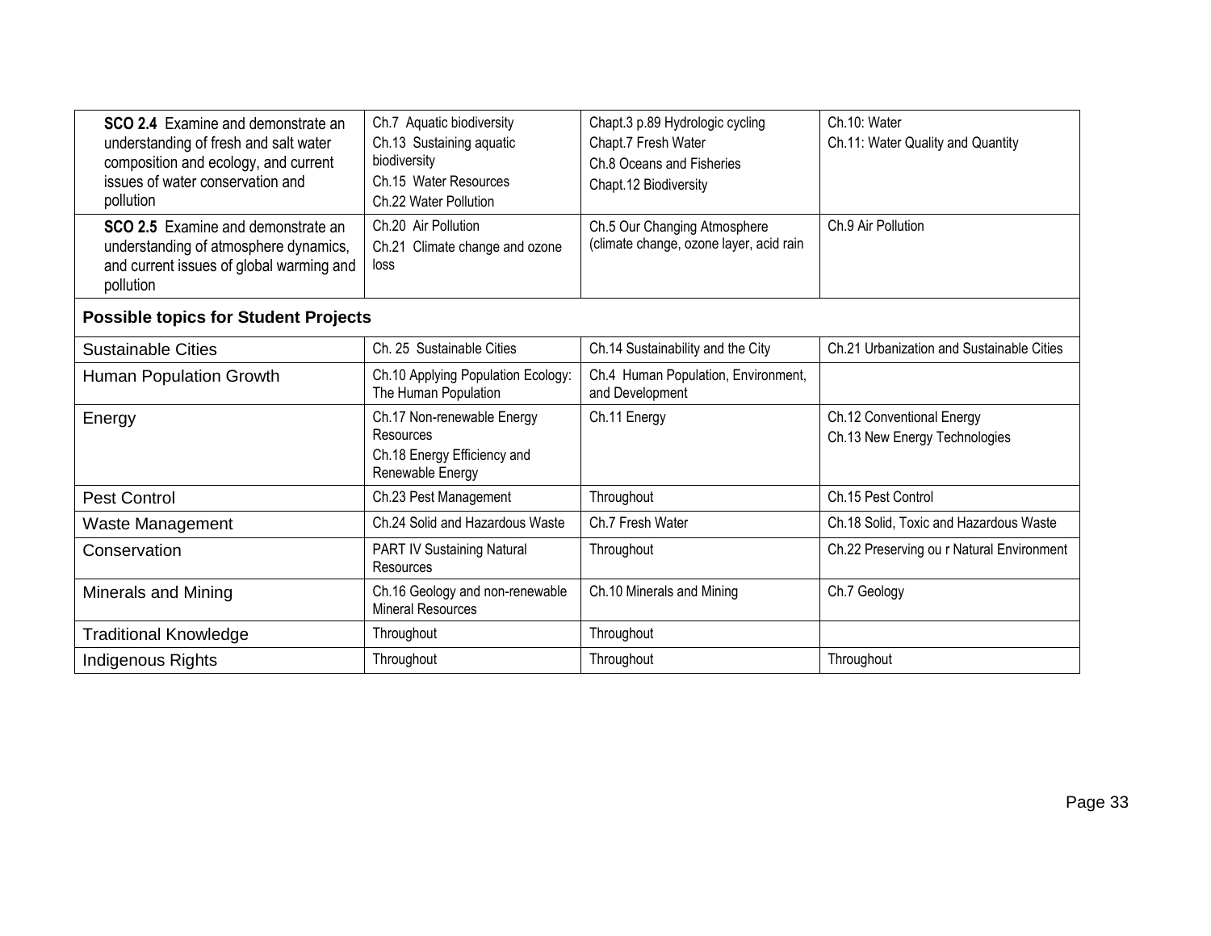| | | | |
|---|---|---|---|
| **SCO 2.4** Examine and demonstrate an understanding of fresh and salt water composition and ecology, and current issues of water conservation and pollution | Ch.7 Aquatic biodiversity<br>Ch.13 Sustaining aquatic biodiversity<br>Ch.15 Water Resources<br>Ch.22 Water Pollution | Chapt.3 p.89 Hydrologic cycling<br>Chapt.7 Fresh Water<br>Ch.8 Oceans and Fisheries<br>Chapt.12 Biodiversity | Ch.10: Water<br>Ch.11: Water Quality and Quantity |
| **SCO 2.5** Examine and demonstrate an understanding of atmosphere dynamics, and current issues of global warming and pollution | Ch.20 Air Pollution<br>Ch.21 Climate change and ozone loss | Ch.5 Our Changing Atmosphere (climate change, ozone layer, acid rain | Ch.9 Air Pollution |
| **Possible topics for Student Projects** | | | |
| Sustainable Cities | Ch. 25 Sustainable Cities | Ch.14 Sustainability and the City | Ch.21 Urbanization and Sustainable Cities |
| Human Population Growth | Ch.10 Applying Population Ecology: The Human Population | Ch.4 Human Population, Environment, and Development | |
| Energy | Ch.17 Non-renewable Energy Resources<br>Ch.18 Energy Efficiency and Renewable Energy | Ch.11 Energy | Ch.12 Conventional Energy<br>Ch.13 New Energy Technologies |
| Pest Control | Ch.23 Pest Management | Throughout | Ch.15 Pest Control |
| Waste Management | Ch.24 Solid and Hazardous Waste | Ch.7 Fresh Water | Ch.18 Solid, Toxic and Hazardous Waste |
| Conservation | PART IV Sustaining Natural Resources | Throughout | Ch.22 Preserving ou r Natural Environment |
| Minerals and Mining | Ch.16 Geology and non-renewable Mineral Resources | Ch.10 Minerals and Mining | Ch.7 Geology |
| Traditional Knowledge | Throughout | Throughout | |
| Indigenous Rights | Throughout | Throughout | Throughout |